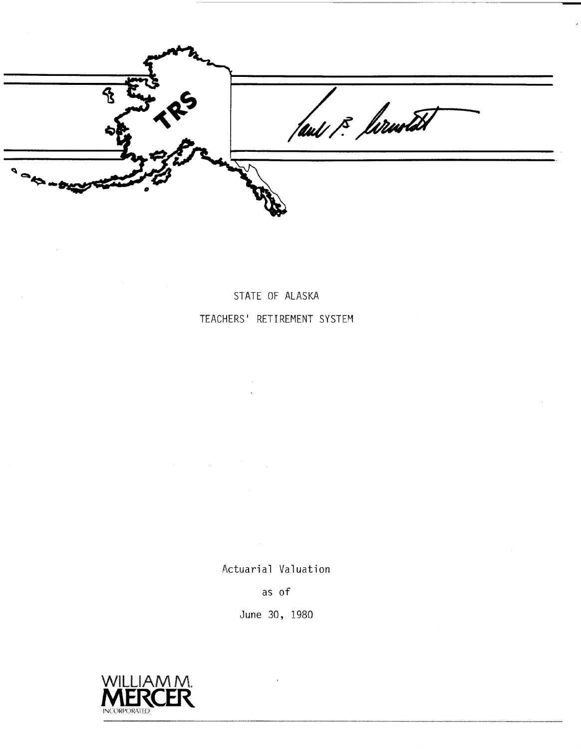TRS

STATE OF ALASKA

TEACHERS' RETIREMENT SYSTEM

Actuarial Valuation

as of

June 30, 1980

WILLIAM M. MERCER INCORPORATED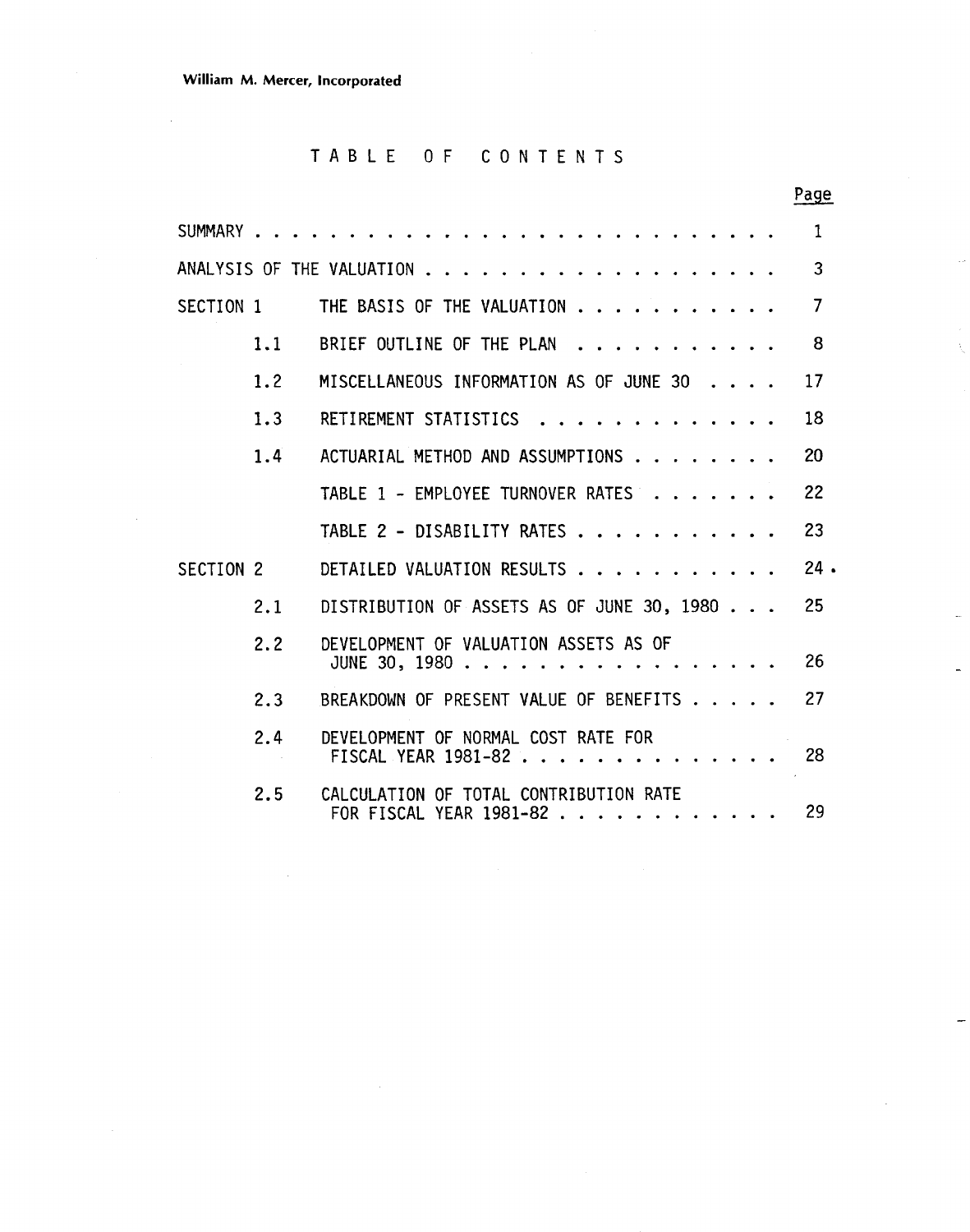William M. Mercer, Incorporated

# TABLE OF CONTENTS

| | | Page |
|---|---|---|
| SUMMARY | | 1 |
| ANALYSIS OF THE VALUATION | | 3 |
| SECTION 1 | THE BASIS OF THE VALUATION | 7 |
| 1.1 | BRIEF OUTLINE OF THE PLAN | 8 |
| 1.2 | MISCELLANEOUS INFORMATION AS OF JUNE 30 | 17 |
| 1.3 | RETIREMENT STATISTICS | 18 |
| 1.4 | ACTUARIAL METHOD AND ASSUMPTIONS | 20 |
| | TABLE 1 - EMPLOYEE TURNOVER RATES | 22 |
| | TABLE 2 - DISABILITY RATES | 23 |
| SECTION 2 | DETAILED VALUATION RESULTS | 24 |
| 2.1 | DISTRIBUTION OF ASSETS AS OF JUNE 30, 1980 | 25 |
| 2.2 | DEVELOPMENT OF VALUATION ASSETS AS OF JUNE 30, 1980 | 26 |
| 2.3 | BREAKDOWN OF PRESENT VALUE OF BENEFITS | 27 |
| 2.4 | DEVELOPMENT OF NORMAL COST RATE FOR FISCAL YEAR 1981-82 | 28 |
| 2.5 | CALCULATION OF TOTAL CONTRIBUTION RATE FOR FISCAL YEAR 1981-82 | 29 |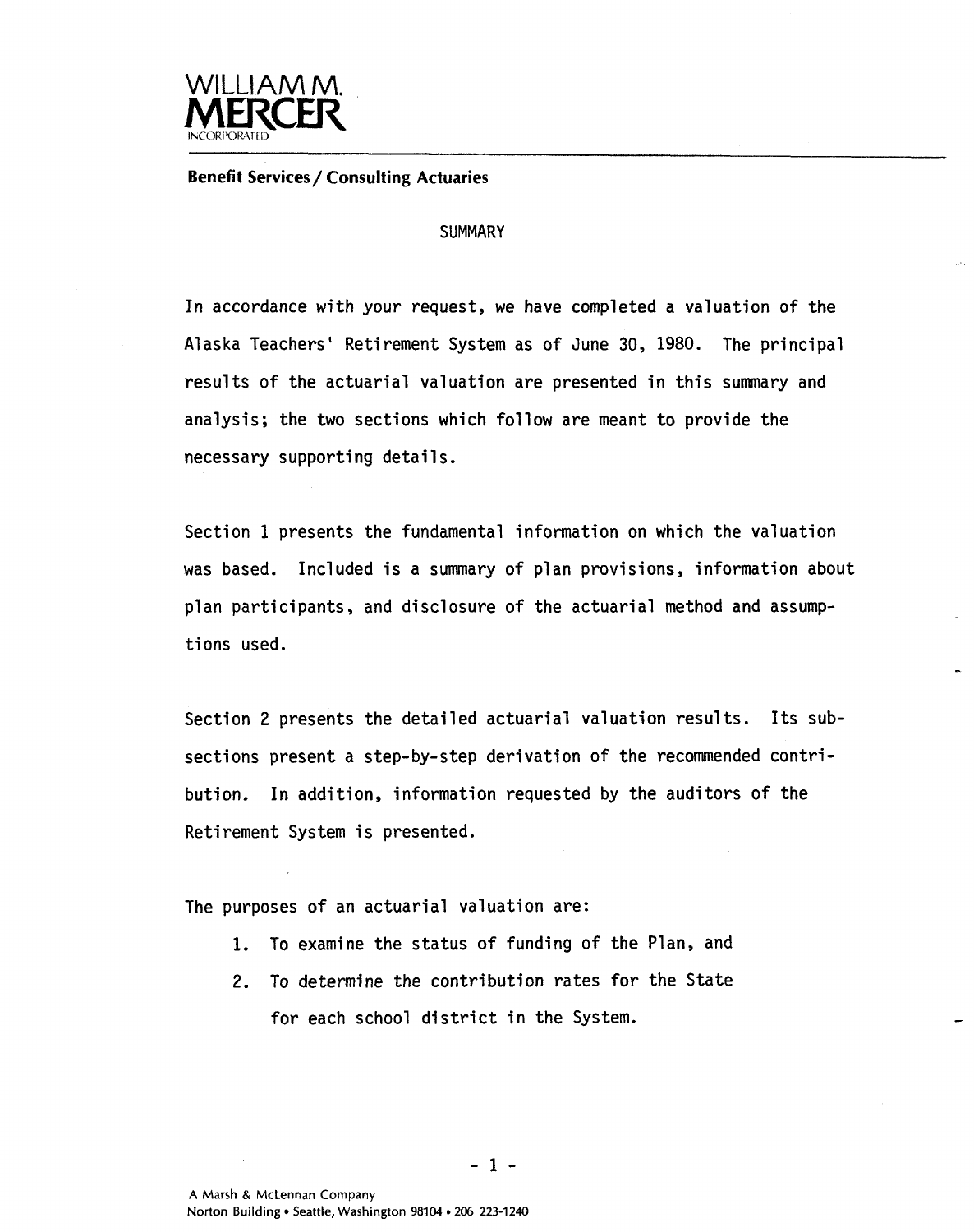WILLIAM M.
**MERCER**
INCORPORATED

**Benefit Services / Consulting Actuaries**

## SUMMARY

In accordance with your request, we have completed a valuation of the Alaska Teachers' Retirement System as of June 30, 1980. The principal results of the actuarial valuation are presented in this summary and analysis; the two sections which follow are meant to provide the necessary supporting details.

Section 1 presents the fundamental information on which the valuation was based. Included is a summary of plan provisions, information about plan participants, and disclosure of the actuarial method and assumptions used.

Section 2 presents the detailed actuarial valuation results. Its subsections present a step-by-step derivation of the recommended contribution. In addition, information requested by the auditors of the Retirement System is presented.

The purposes of an actuarial valuation are:

1. To examine the status of funding of the Plan, and
2. To determine the contribution rates for the State for each school district in the System.

A Marsh & McLennan Company
Norton Building • Seattle, Washington 98104 • 206 223-1240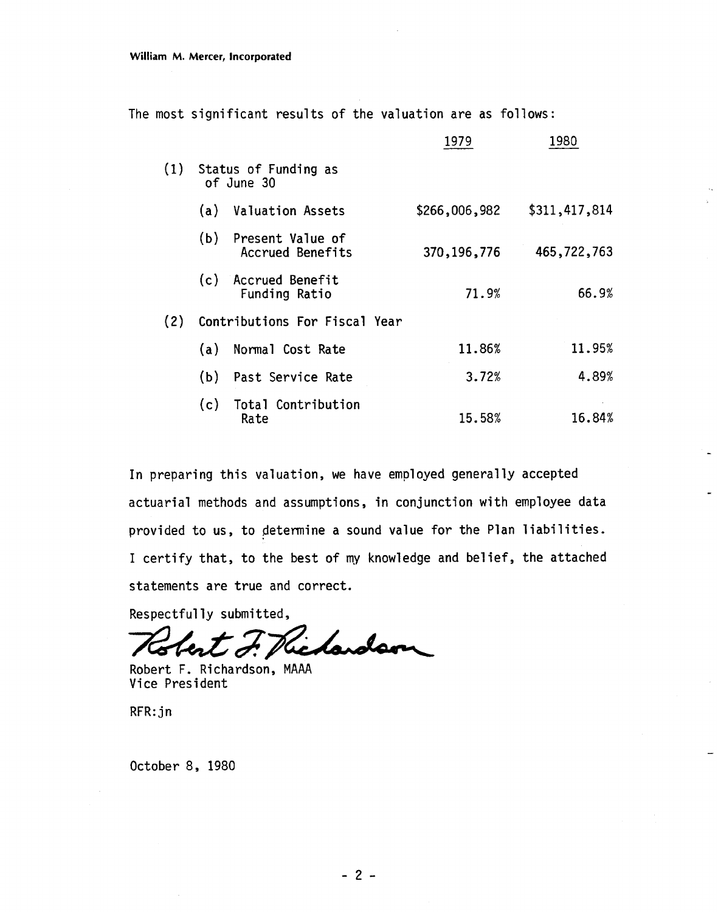William M. Mercer, Incorporated

The most significant results of the valuation are as follows:

| | | 1979 | 1980 |
|---|---|---|---|
| (1) | Status of Funding as of June 30 | | |
| | (a) Valuation Assets | $266,006,982 | $311,417,814 |
| | (b) Present Value of Accrued Benefits | 370,196,776 | 465,722,763 |
| | (c) Accrued Benefit Funding Ratio | 71.9% | 66.9% |
| (2) | Contributions For Fiscal Year | | |
| | (a) Normal Cost Rate | 11.86% | 11.95% |
| | (b) Past Service Rate | 3.72% | 4.89% |
| | (c) Total Contribution Rate | 15.58% | 16.84% |

In preparing this valuation, we have employed generally accepted actuarial methods and assumptions, in conjunction with employee data provided to us, to determine a sound value for the Plan liabilities. I certify that, to the best of my knowledge and belief, the attached statements are true and correct.

Respectfully submitted,

Robert F. Richardson

Robert F. Richardson, MAAA
Vice President

RFR:jn

October 8, 1980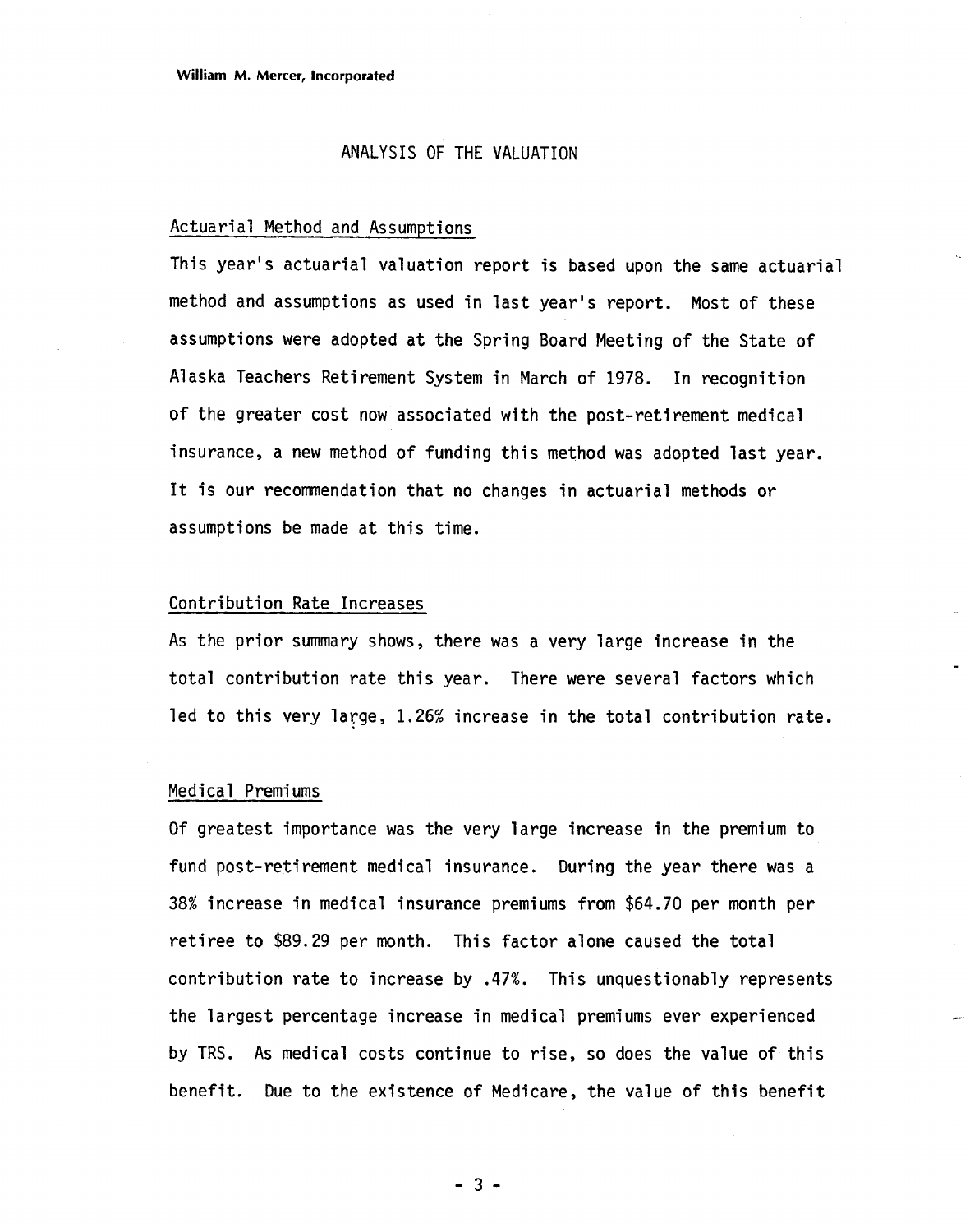## ANALYSIS OF THE VALUATION

### Actuarial Method and Assumptions

This year's actuarial valuation report is based upon the same actuarial method and assumptions as used in last year's report. Most of these assumptions were adopted at the Spring Board Meeting of the State of Alaska Teachers Retirement System in March of 1978. In recognition of the greater cost now associated with the post-retirement medical insurance, a new method of funding this method was adopted last year. It is our recommendation that no changes in actuarial methods or assumptions be made at this time.

### Contribution Rate Increases

As the prior summary shows, there was a very large increase in the total contribution rate this year. There were several factors which led to this very large, 1.26% increase in the total contribution rate.

### Medical Premiums

Of greatest importance was the very large increase in the premium to fund post-retirement medical insurance. During the year there was a 38% increase in medical insurance premiums from $64.70 per month per retiree to $89.29 per month. This factor alone caused the total contribution rate to increase by .47%. This unquestionably represents the largest percentage increase in medical premiums ever experienced by TRS. As medical costs continue to rise, so does the value of this benefit. Due to the existence of Medicare, the value of this benefit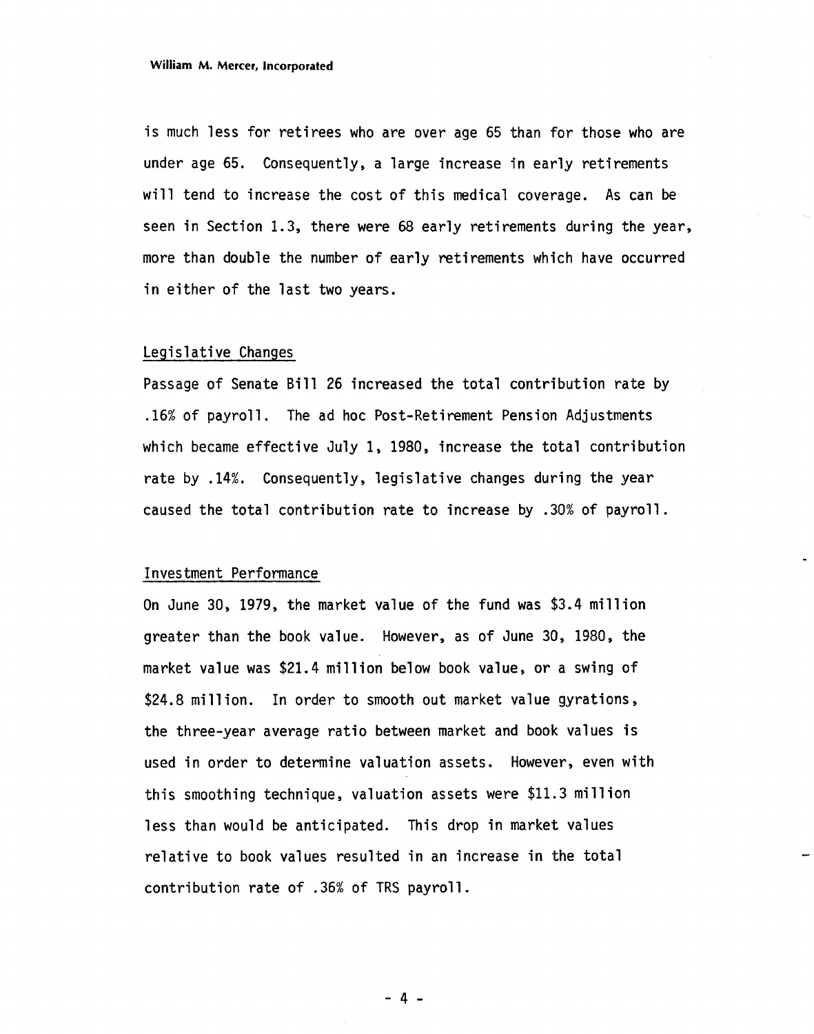is much less for retirees who are over age 65 than for those who are under age 65. Consequently, a large increase in early retirements will tend to increase the cost of this medical coverage. As can be seen in Section 1.3, there were 68 early retirements during the year, more than double the number of early retirements which have occurred in either of the last two years.

Legislative Changes

Passage of Senate Bill 26 increased the total contribution rate by .16% of payroll. The ad hoc Post-Retirement Pension Adjustments which became effective July 1, 1980, increase the total contribution rate by .14%. Consequently, legislative changes during the year caused the total contribution rate to increase by .30% of payroll.

Investment Performance

On June 30, 1979, the market value of the fund was $3.4 million greater than the book value. However, as of June 30, 1980, the market value was $21.4 million below book value, or a swing of $24.8 million. In order to smooth out market value gyrations, the three-year average ratio between market and book values is used in order to determine valuation assets. However, even with this smoothing technique, valuation assets were $11.3 million less than would be anticipated. This drop in market values relative to book values resulted in an increase in the total contribution rate of .36% of TRS payroll.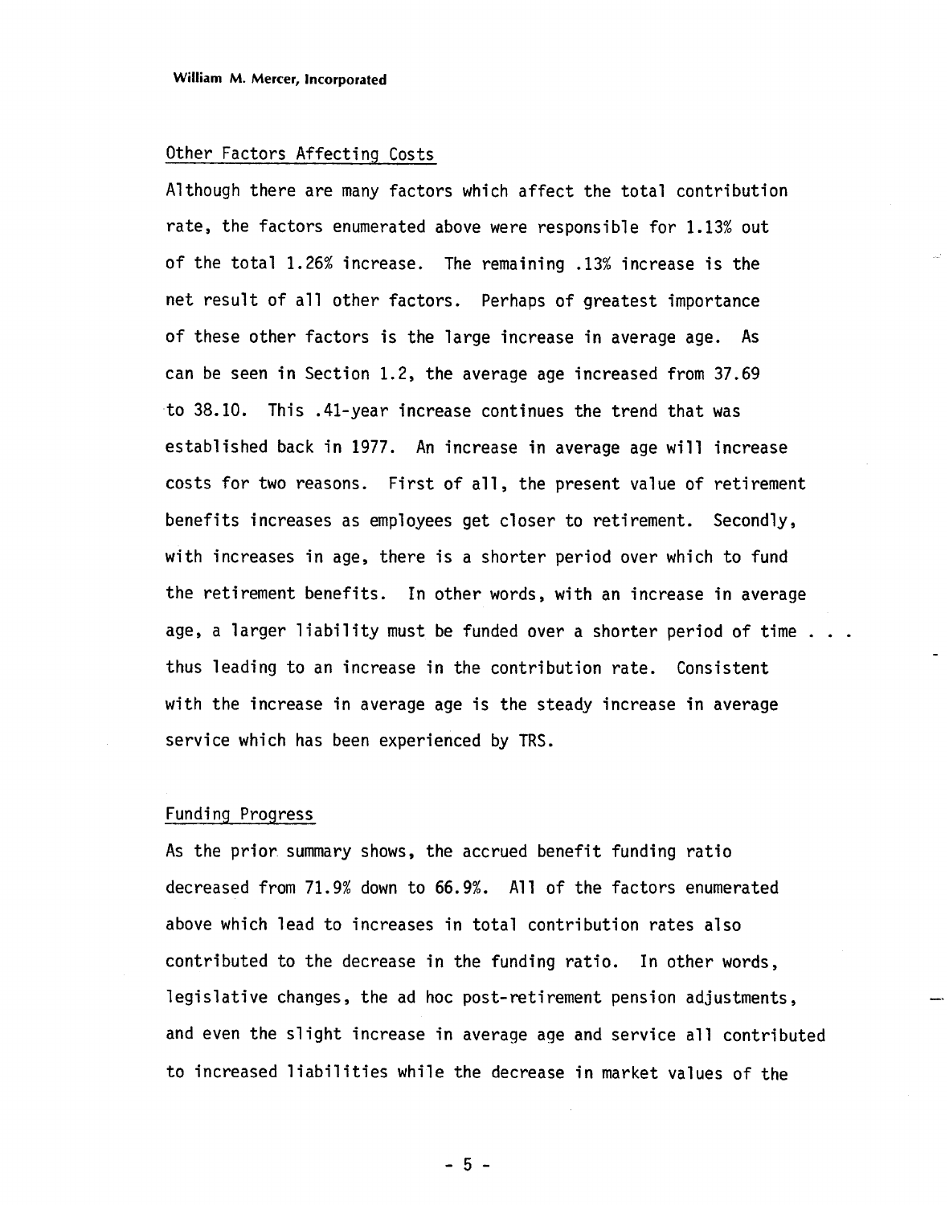### Other Factors Affecting Costs

Although there are many factors which affect the total contribution rate, the factors enumerated above were responsible for 1.13% out of the total 1.26% increase. The remaining .13% increase is the net result of all other factors. Perhaps of greatest importance of these other factors is the large increase in average age. As can be seen in Section 1.2, the average age increased from 37.69 to 38.10. This .41-year increase continues the trend that was established back in 1977. An increase in average age will increase costs for two reasons. First of all, the present value of retirement benefits increases as employees get closer to retirement. Secondly, with increases in age, there is a shorter period over which to fund the retirement benefits. In other words, with an increase in average age, a larger liability must be funded over a shorter period of time . . . thus leading to an increase in the contribution rate. Consistent with the increase in average age is the steady increase in average service which has been experienced by TRS.

### Funding Progress

As the prior summary shows, the accrued benefit funding ratio decreased from 71.9% down to 66.9%. All of the factors enumerated above which lead to increases in total contribution rates also contributed to the decrease in the funding ratio. In other words, legislative changes, the ad hoc post-retirement pension adjustments, and even the slight increase in average age and service all contributed to increased liabilities while the decrease in market values of the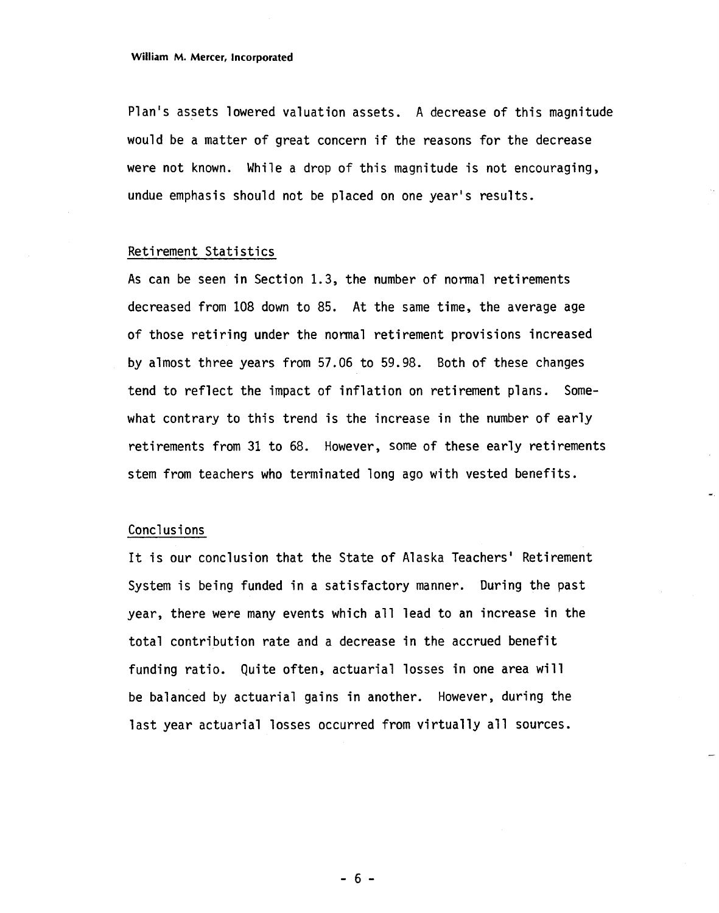Plan's assets lowered valuation assets. A decrease of this magnitude would be a matter of great concern if the reasons for the decrease were not known. While a drop of this magnitude is not encouraging, undue emphasis should not be placed on one year's results.

## Retirement Statistics

As can be seen in Section 1.3, the number of normal retirements decreased from 108 down to 85. At the same time, the average age of those retiring under the normal retirement provisions increased by almost three years from 57.06 to 59.98. Both of these changes tend to reflect the impact of inflation on retirement plans. Somewhat contrary to this trend is the increase in the number of early retirements from 31 to 68. However, some of these early retirements stem from teachers who terminated long ago with vested benefits.

## Conclusions

It is our conclusion that the State of Alaska Teachers' Retirement System is being funded in a satisfactory manner. During the past year, there were many events which all lead to an increase in the total contribution rate and a decrease in the accrued benefit funding ratio. Quite often, actuarial losses in one area will be balanced by actuarial gains in another. However, during the last year actuarial losses occurred from virtually all sources.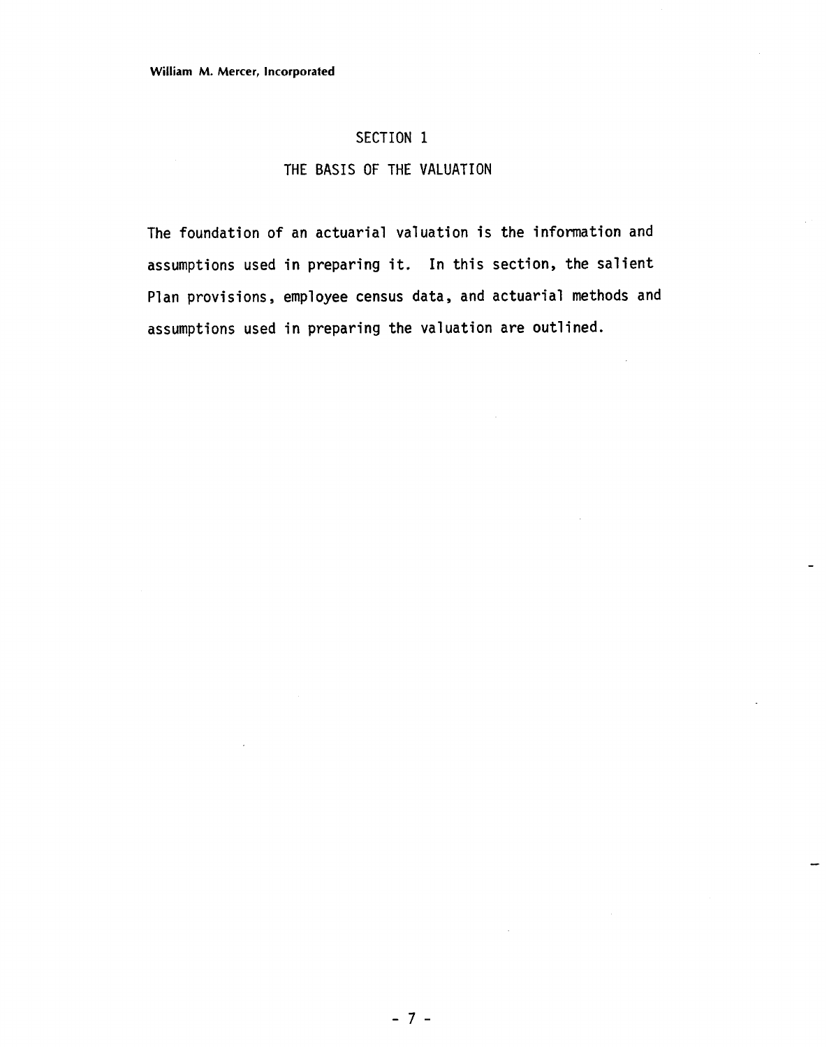# SECTION 1

## THE BASIS OF THE VALUATION

The foundation of an actuarial valuation is the information and assumptions used in preparing it. In this section, the salient Plan provisions, employee census data, and actuarial methods and assumptions used in preparing the valuation are outlined.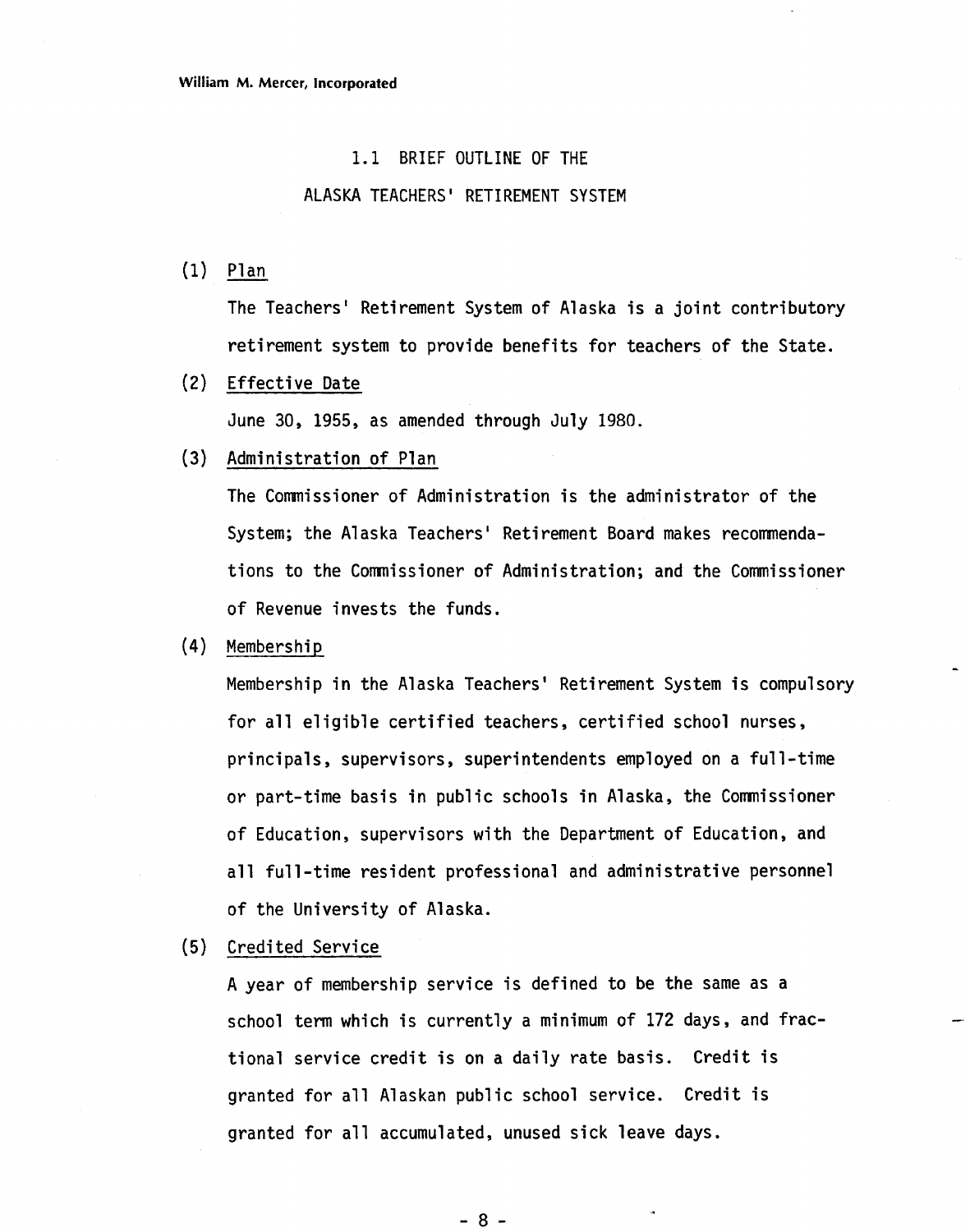## 1.1 BRIEF OUTLINE OF THE ALASKA TEACHERS' RETIREMENT SYSTEM

(1) Plan

The Teachers' Retirement System of Alaska is a joint contributory retirement system to provide benefits for teachers of the State.

(2) Effective Date

June 30, 1955, as amended through July 1980.

(3) Administration of Plan

The Commissioner of Administration is the administrator of the System; the Alaska Teachers' Retirement Board makes recommendations to the Commissioner of Administration; and the Commissioner of Revenue invests the funds.

(4) Membership

Membership in the Alaska Teachers' Retirement System is compulsory for all eligible certified teachers, certified school nurses, principals, supervisors, superintendents employed on a full-time or part-time basis in public schools in Alaska, the Commissioner of Education, supervisors with the Department of Education, and all full-time resident professional and administrative personnel of the University of Alaska.

(5) Credited Service

A year of membership service is defined to be the same as a school term which is currently a minimum of 172 days, and fractional service credit is on a daily rate basis. Credit is granted for all Alaskan public school service. Credit is granted for all accumulated, unused sick leave days.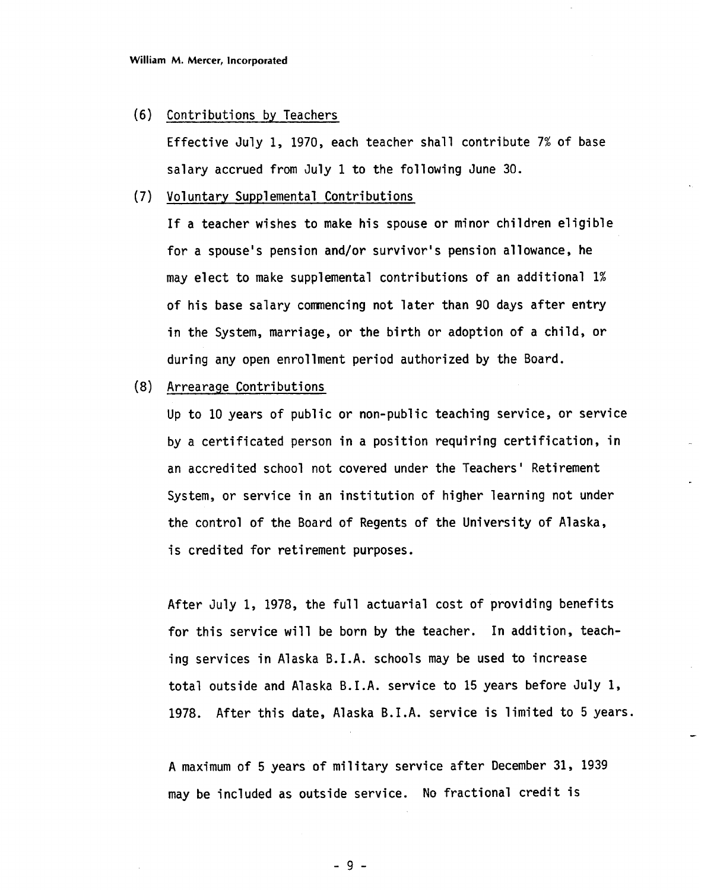(6) Contributions by Teachers

Effective July 1, 1970, each teacher shall contribute 7% of base salary accrued from July 1 to the following June 30.

(7) Voluntary Supplemental Contributions

If a teacher wishes to make his spouse or minor children eligible for a spouse's pension and/or survivor's pension allowance, he may elect to make supplemental contributions of an additional 1% of his base salary commencing not later than 90 days after entry in the System, marriage, or the birth or adoption of a child, or during any open enrollment period authorized by the Board.

(8) Arrearage Contributions

Up to 10 years of public or non-public teaching service, or service by a certificated person in a position requiring certification, in an accredited school not covered under the Teachers' Retirement System, or service in an institution of higher learning not under the control of the Board of Regents of the University of Alaska, is credited for retirement purposes.

After July 1, 1978, the full actuarial cost of providing benefits for this service will be born by the teacher. In addition, teaching services in Alaska B.I.A. schools may be used to increase total outside and Alaska B.I.A. service to 15 years before July 1, 1978. After this date, Alaska B.I.A. service is limited to 5 years.

A maximum of 5 years of military service after December 31, 1939 may be included as outside service. No fractional credit is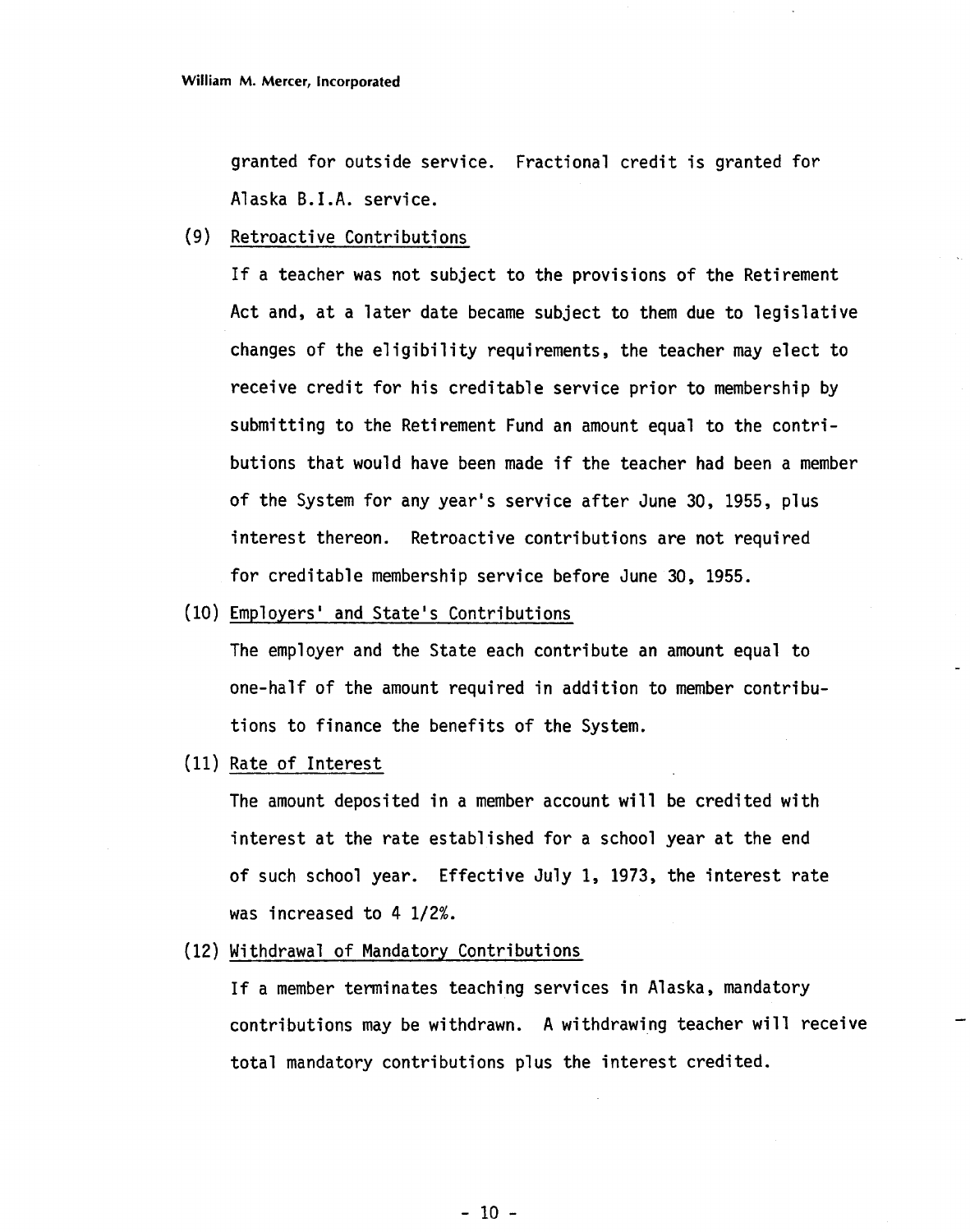granted for outside service. Fractional credit is granted for Alaska B.I.A. service.

(9) Retroactive Contributions

If a teacher was not subject to the provisions of the Retirement Act and, at a later date became subject to them due to legislative changes of the eligibility requirements, the teacher may elect to receive credit for his creditable service prior to membership by submitting to the Retirement Fund an amount equal to the contributions that would have been made if the teacher had been a member of the System for any year's service after June 30, 1955, plus interest thereon. Retroactive contributions are not required for creditable membership service before June 30, 1955.

(10) Employers' and State's Contributions

The employer and the State each contribute an amount equal to one-half of the amount required in addition to member contributions to finance the benefits of the System.

(11) Rate of Interest

The amount deposited in a member account will be credited with interest at the rate established for a school year at the end of such school year. Effective July 1, 1973, the interest rate was increased to 4 1/2%.

(12) Withdrawal of Mandatory Contributions

If a member terminates teaching services in Alaska, mandatory contributions may be withdrawn. A withdrawing teacher will receive total mandatory contributions plus the interest credited.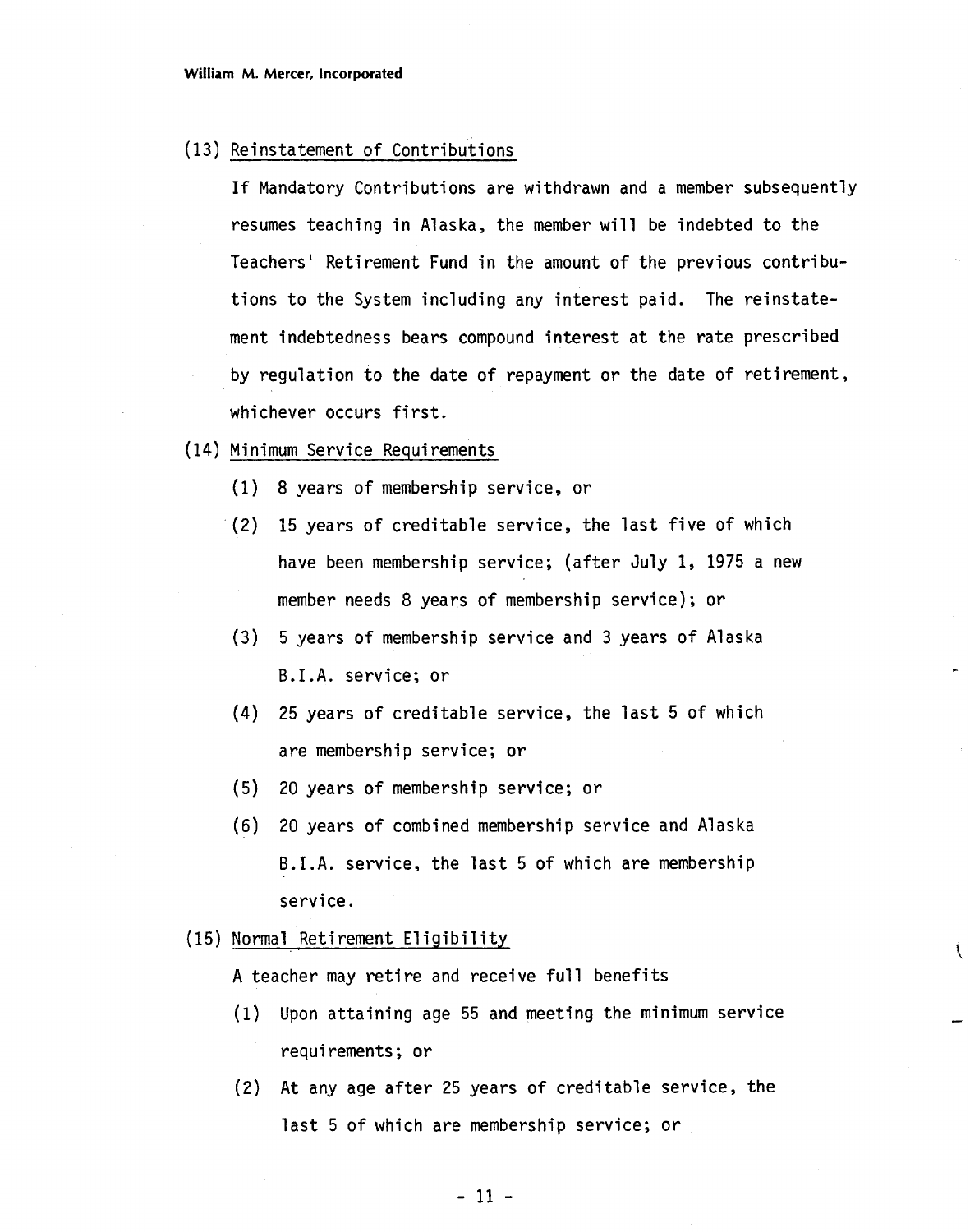(13) Reinstatement of Contributions

If Mandatory Contributions are withdrawn and a member subsequently resumes teaching in Alaska, the member will be indebted to the Teachers' Retirement Fund in the amount of the previous contributions to the System including any interest paid. The reinstatement indebtedness bears compound interest at the rate prescribed by regulation to the date of repayment or the date of retirement, whichever occurs first.

(14) Minimum Service Requirements

(1) 8 years of membership service, or

(2) 15 years of creditable service, the last five of which have been membership service; (after July 1, 1975 a new member needs 8 years of membership service); or

(3) 5 years of membership service and 3 years of Alaska B.I.A. service; or

(4) 25 years of creditable service, the last 5 of which are membership service; or

(5) 20 years of membership service; or

(6) 20 years of combined membership service and Alaska B.I.A. service, the last 5 of which are membership service.

(15) Normal Retirement Eligibility

A teacher may retire and receive full benefits

(1) Upon attaining age 55 and meeting the minimum service requirements; or

(2) At any age after 25 years of creditable service, the last 5 of which are membership service; or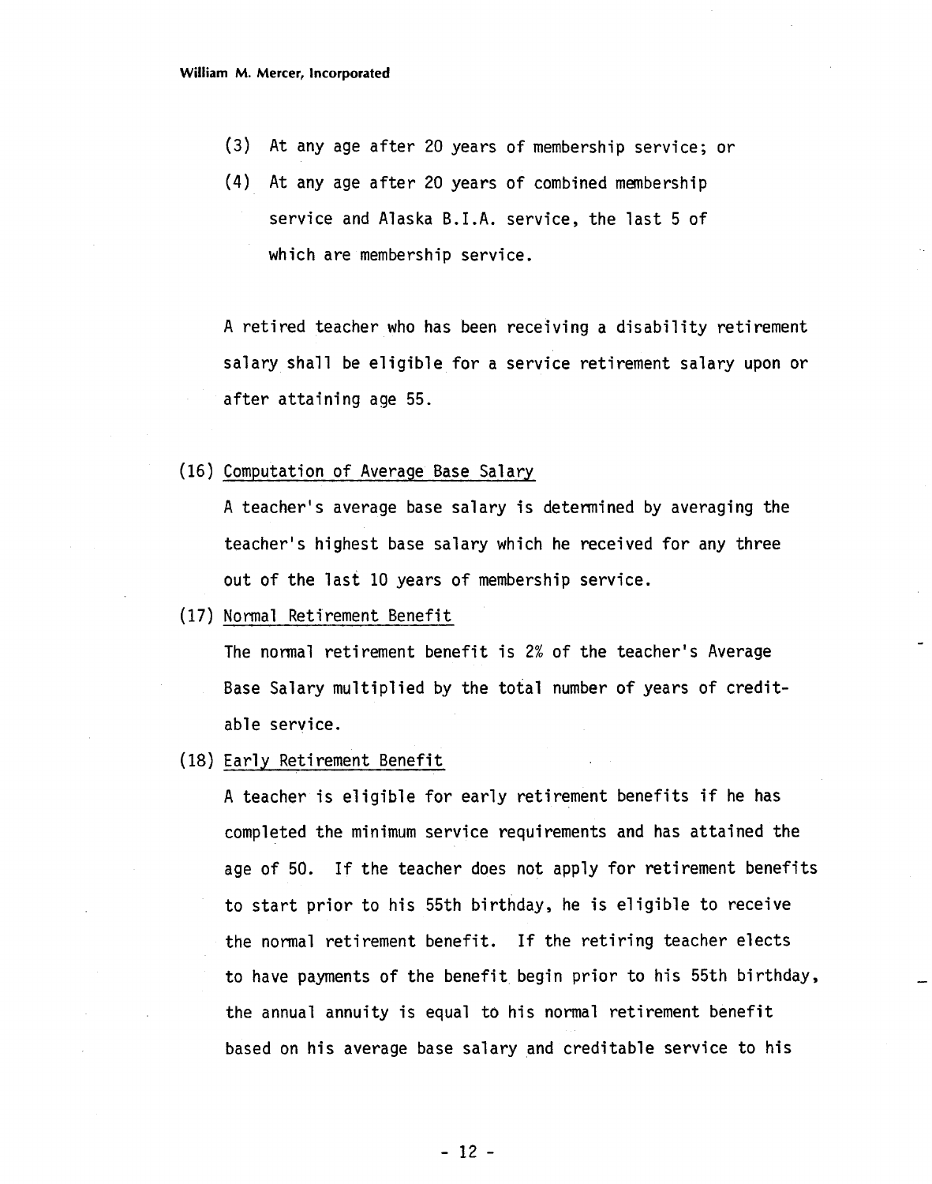(3) At any age after 20 years of membership service; or

(4) At any age after 20 years of combined membership service and Alaska B.I.A. service, the last 5 of which are membership service.

A retired teacher who has been receiving a disability retirement salary shall be eligible for a service retirement salary upon or after attaining age 55.

(16) Computation of Average Base Salary

A teacher's average base salary is determined by averaging the teacher's highest base salary which he received for any three out of the last 10 years of membership service.

(17) Normal Retirement Benefit

The normal retirement benefit is 2% of the teacher's Average Base Salary multiplied by the total number of years of creditable service.

(18) Early Retirement Benefit

A teacher is eligible for early retirement benefits if he has completed the minimum service requirements and has attained the age of 50. If the teacher does not apply for retirement benefits to start prior to his 55th birthday, he is eligible to receive the normal retirement benefit. If the retiring teacher elects to have payments of the benefit begin prior to his 55th birthday, the annual annuity is equal to his normal retirement benefit based on his average base salary and creditable service to his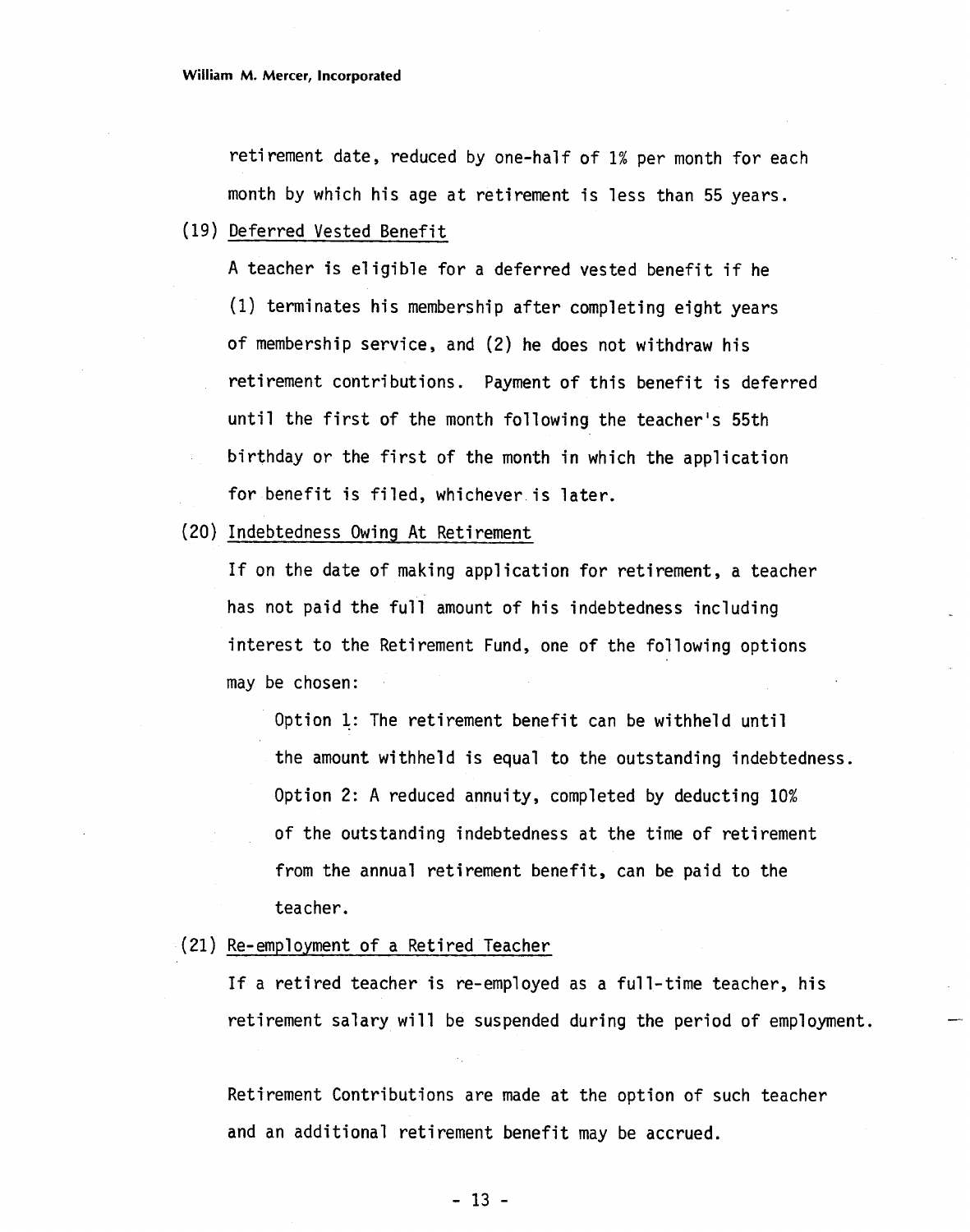retirement date, reduced by one-half of 1% per month for each month by which his age at retirement is less than 55 years.

(19) Deferred Vested Benefit

A teacher is eligible for a deferred vested benefit if he (1) terminates his membership after completing eight years of membership service, and (2) he does not withdraw his retirement contributions. Payment of this benefit is deferred until the first of the month following the teacher's 55th birthday or the first of the month in which the application for benefit is filed, whichever is later.

(20) Indebtedness Owing At Retirement

If on the date of making application for retirement, a teacher has not paid the full amount of his indebtedness including interest to the Retirement Fund, one of the following options may be chosen:

Option 1: The retirement benefit can be withheld until the amount withheld is equal to the outstanding indebtedness.

Option 2: A reduced annuity, completed by deducting 10% of the outstanding indebtedness at the time of retirement from the annual retirement benefit, can be paid to the teacher.

(21) Re-employment of a Retired Teacher

If a retired teacher is re-employed as a full-time teacher, his retirement salary will be suspended during the period of employment.

Retirement Contributions are made at the option of such teacher and an additional retirement benefit may be accrued.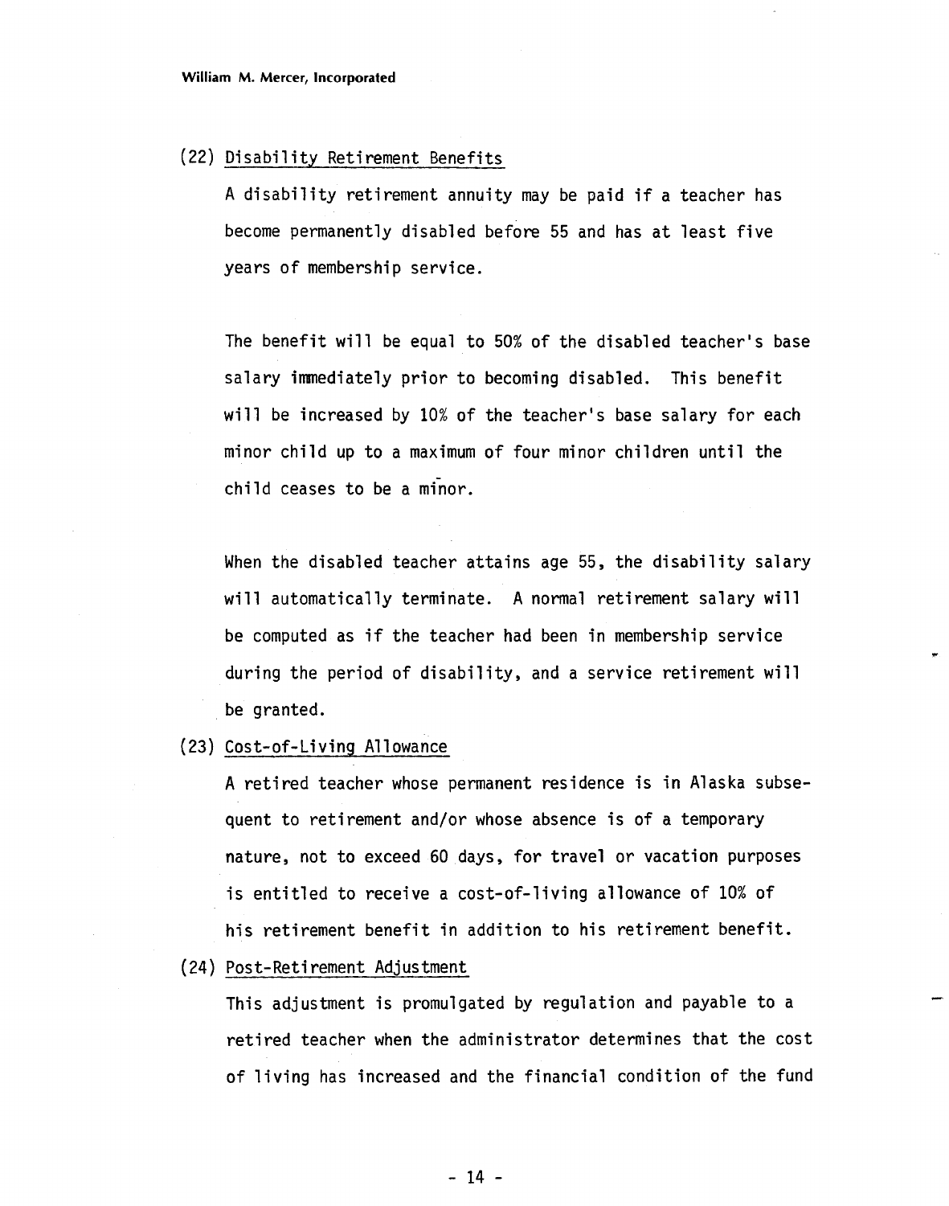(22) Disability Retirement Benefits

A disability retirement annuity may be paid if a teacher has become permanently disabled before 55 and has at least five years of membership service.

The benefit will be equal to 50% of the disabled teacher's base salary immediately prior to becoming disabled. This benefit will be increased by 10% of the teacher's base salary for each minor child up to a maximum of four minor children until the child ceases to be a minor.

When the disabled teacher attains age 55, the disability salary will automatically terminate. A normal retirement salary will be computed as if the teacher had been in membership service during the period of disability, and a service retirement will be granted.

(23) Cost-of-Living Allowance

A retired teacher whose permanent residence is in Alaska subsequent to retirement and/or whose absence is of a temporary nature, not to exceed 60 days, for travel or vacation purposes is entitled to receive a cost-of-living allowance of 10% of his retirement benefit in addition to his retirement benefit.

(24) Post-Retirement Adjustment

This adjustment is promulgated by regulation and payable to a retired teacher when the administrator determines that the cost of living has increased and the financial condition of the fund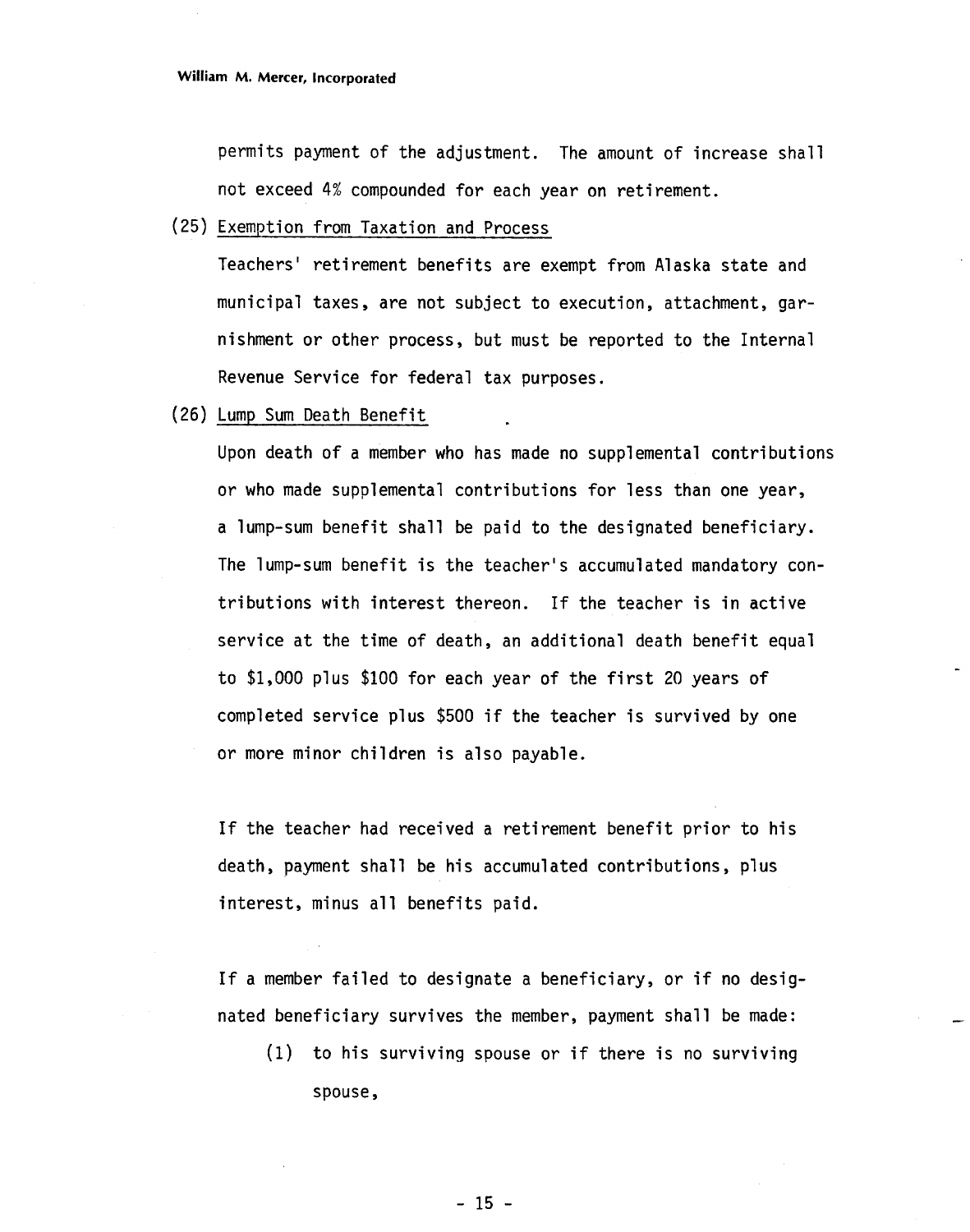permits payment of the adjustment. The amount of increase shall not exceed 4% compounded for each year on retirement.

(25) Exemption from Taxation and Process

Teachers' retirement benefits are exempt from Alaska state and municipal taxes, are not subject to execution, attachment, garnishment or other process, but must be reported to the Internal Revenue Service for federal tax purposes.

(26) Lump Sum Death Benefit

Upon death of a member who has made no supplemental contributions or who made supplemental contributions for less than one year, a lump-sum benefit shall be paid to the designated beneficiary. The lump-sum benefit is the teacher's accumulated mandatory contributions with interest thereon. If the teacher is in active service at the time of death, an additional death benefit equal to $1,000 plus $100 for each year of the first 20 years of completed service plus $500 if the teacher is survived by one or more minor children is also payable.

If the teacher had received a retirement benefit prior to his death, payment shall be his accumulated contributions, plus interest, minus all benefits paid.

If a member failed to designate a beneficiary, or if no designated beneficiary survives the member, payment shall be made:

(1) to his surviving spouse or if there is no surviving spouse,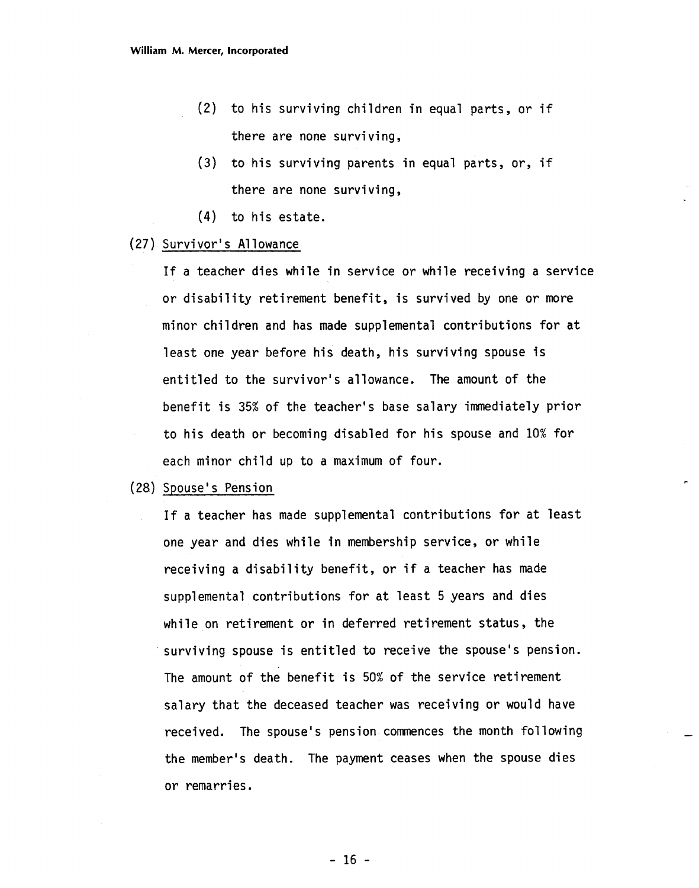(2) to his surviving children in equal parts, or if there are none surviving,

(3) to his surviving parents in equal parts, or, if there are none surviving,

(4) to his estate.

(27) Survivor's Allowance

If a teacher dies while in service or while receiving a service or disability retirement benefit, is survived by one or more minor children and has made supplemental contributions for at least one year before his death, his surviving spouse is entitled to the survivor's allowance. The amount of the benefit is 35% of the teacher's base salary immediately prior to his death or becoming disabled for his spouse and 10% for each minor child up to a maximum of four.

(28) Spouse's Pension

If a teacher has made supplemental contributions for at least one year and dies while in membership service, or while receiving a disability benefit, or if a teacher has made supplemental contributions for at least 5 years and dies while on retirement or in deferred retirement status, the surviving spouse is entitled to receive the spouse's pension. The amount of the benefit is 50% of the service retirement salary that the deceased teacher was receiving or would have received. The spouse's pension commences the month following the member's death. The payment ceases when the spouse dies or remarries.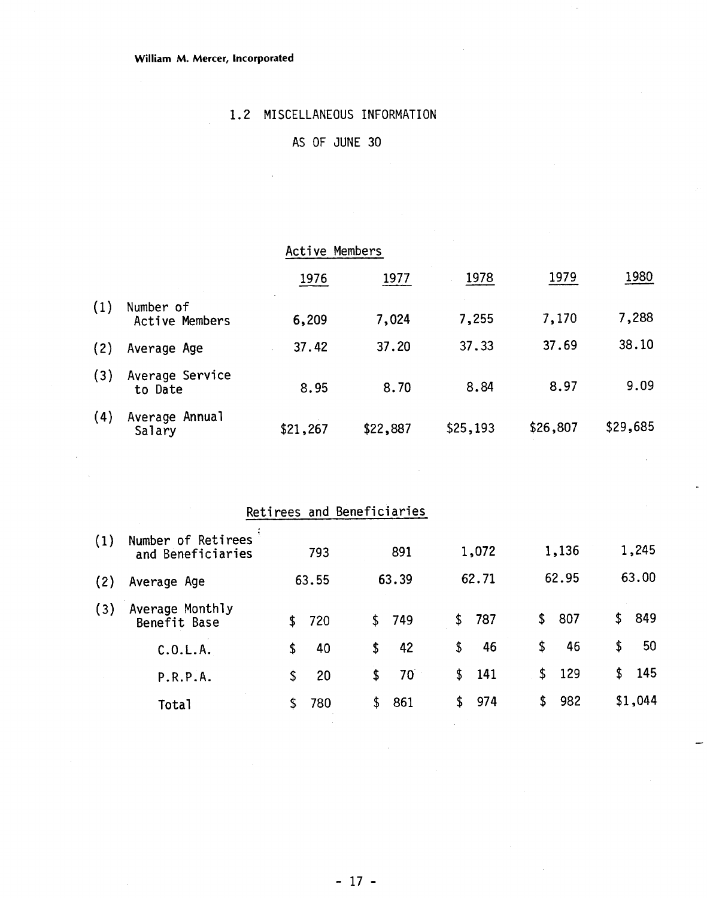## 1.2 MISCELLANEOUS INFORMATION

### AS OF JUNE 30

**Active Members**

| | | 1976 | 1977 | 1978 | 1979 | 1980 |
|---|---|---|---|---|---|---|
| (1) | Number of Active Members | 6,209 | 7,024 | 7,255 | 7,170 | 7,288 |
| (2) | Average Age | 37.42 | 37.20 | 37.33 | 37.69 | 38.10 |
| (3) | Average Service to Date | 8.95 | 8.70 | 8.84 | 8.97 | 9.09 |
| (4) | Average Annual Salary | $21,267 | $22,887 | $25,193 | $26,807 | $29,685 |

**Retirees and Beneficiaries**

| | | 1976 | 1977 | 1978 | 1979 | 1980 |
|---|---|---|---|---|---|---|
| (1) | Number of Retirees and Beneficiaries | 793 | 891 | 1,072 | 1,136 | 1,245 |
| (2) | Average Age | 63.55 | 63.39 | 62.71 | 62.95 | 63.00 |
| (3) | Average Monthly Benefit Base | $ 720 | $ 749 | $ 787 | $ 807 | $ 849 |
| | C.O.L.A. | $ 40 | $ 42 | $ 46 | $ 46 | $ 50 |
| | P.R.P.A. | $ 20 | $ 70 | $ 141 | $ 129 | $ 145 |
| | Total | $ 780 | $ 861 | $ 974 | $ 982 | $1,044 |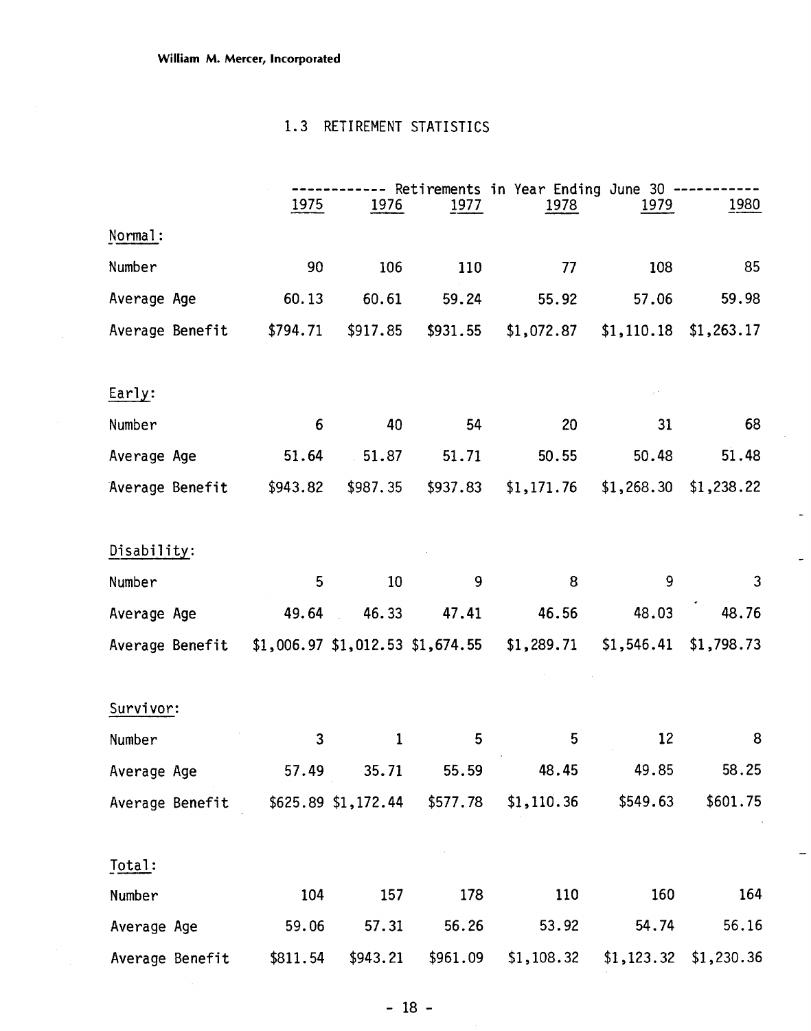## 1.3 RETIREMENT STATISTICS

| | Retirements in Year Ending June 30 | | | | | |
|---|---|---|---|---|---|---|
| | 1975 | 1976 | 1977 | 1978 | 1979 | 1980 |
| **Normal:** | | | | | | |
| Number | 90 | 106 | 110 | 77 | 108 | 85 |
| Average Age | 60.13 | 60.61 | 59.24 | 55.92 | 57.06 | 59.98 |
| Average Benefit | $794.71 | $917.85 | $931.55 | $1,072.87 | $1,110.18 | $1,263.17 |
| **Early:** | | | | | | |
| Number | 6 | 40 | 54 | 20 | 31 | 68 |
| Average Age | 51.64 | 51.87 | 51.71 | 50.55 | 50.48 | 51.48 |
| Average Benefit | $943.82 | $987.35 | $937.83 | $1,171.76 | $1,268.30 | $1,238.22 |
| **Disability:** | | | | | | |
| Number | 5 | 10 | 9 | 8 | 9 | 3 |
| Average Age | 49.64 | 46.33 | 47.41 | 46.56 | 48.03 | 48.76 |
| Average Benefit | $1,006.97 | $1,012.53 | $1,674.55 | $1,289.71 | $1,546.41 | $1,798.73 |
| **Survivor:** | | | | | | |
| Number | 3 | 1 | 5 | 5 | 12 | 8 |
| Average Age | 57.49 | 35.71 | 55.59 | 48.45 | 49.85 | 58.25 |
| Average Benefit | $625.89 | $1,172.44 | $577.78 | $1,110.36 | $549.63 | $601.75 |
| **Total:** | | | | | | |
| Number | 104 | 157 | 178 | 110 | 160 | 164 |
| Average Age | 59.06 | 57.31 | 56.26 | 53.92 | 54.74 | 56.16 |
| Average Benefit | $811.54 | $943.21 | $961.09 | $1,108.32 | $1,123.32 | $1,230.36 |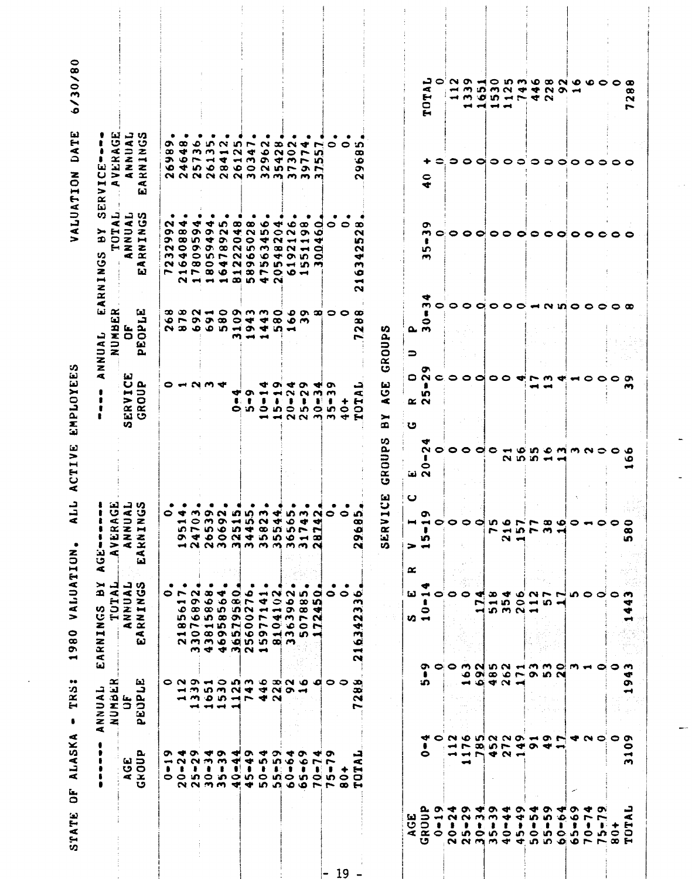STATE OF ALASKA - TRS: 1980 VALUATION. ALL ACTIVE EMPLOYEES VALUATION DATE 6/30/80

| ------ ANNUAL EARNINGS BY AGE------ | | | |
|---|---|---|---|
| AGE GROUP | NUMBER OF PEOPLE | TOTAL ANNUAL EARNINGS | AVERAGE ANNUAL EARNINGS |
| 0-19 | 0 | 0. | 0. |
| 20-24 | 112 | 2185617. | 19514. |
| 25-29 | 1339 | 33076892. | 24703. |
| 30-34 | 1651 | 43815868. | 26539. |
| 35-39 | 1530 | 46958564. | 30692. |
| 40-44 | 1125 | 36579580. | 32515. |
| 45-49 | 743 | 25600276. | 34455. |
| 50-54 | 446 | 15977141. | 35823. |
| 55-59 | 228 | 8104102. | 35544. |
| 60-64 | 92 | 3363962. | 36565. |
| 65-69 | 16 | 507885. | 31743. |
| 70-74 | 6 | 172450. | 28742. |
| 75-79 | 0 | 0. | 0. |
| 80+ | 0 | 0. | 0. |
| TOTAL | 7288 | 216342336. | 29685. |

| ---- ANNUAL EARNINGS BY SERVICE---- | | | |
|---|---|---|---|
| SERVICE GROUP | NUMBER OF PEOPLE | TOTAL ANNUAL EARNINGS | AVERAGE ANNUAL EARNINGS |
| 0 | 268 | 7232992. | 26989. |
| 1 | 878 | 21640884. | 24648. |
| 2 | 692 | 17809594. | 25736. |
| 3 | 691 | 18059494. | 26135. |
| 4 | 580 | 16478925. | 28412. |
| 0-4 | 3109 | 81222048. | 26125. |
| 5-9 | 1943 | 58965028. | 30347. |
| 10-14 | 1443 | 47563456. | 32962. |
| 15-19 | 580 | 20548204. | 35428. |
| 20-24 | 166 | 6192126. | 37302. |
| 25-29 | 39 | 1551198. | 39774. |
| 30-34 | 8 | 300460. | 37557. |
| 35-39 | 0 | 0. | 0. |
| 40+ | 0 | 0. | 0. |
| TOTAL | 7288 | 216342528. | 29685. |

SERVICE GROUPS BY AGE GROUPS

| AGE GROUP | 0-4 | 5-9 | 10-14 | 15-19 | 20-24 | 25-29 | 30-34 | 35-39 | 40 + | TOTAL |
|---|---|---|---|---|---|---|---|---|---|---|
| 0-19 | 0 | 0 | 0 | 0 | 0 | 0 | 0 | 0 | 0 | 0 |
| 20-24 | 112 | 0 | 0 | 0 | 0 | 0 | 0 | 0 | 0 | 112 |
| 25-29 | 1176 | 163 | 0 | 0 | 0 | 0 | 0 | 0 | 0 | 1339 |
| 30-34 | 785 | 692 | 174 | 0 | 0 | 0 | 0 | 0 | 0 | 1651 |
| 35-39 | 452 | 485 | 518 | 75 | 0 | 0 | 0 | 0 | 0 | 1530 |
| 40-44 | 272 | 262 | 354 | 216 | 21 | 0 | 0 | 0 | 0 | 1125 |
| 45-49 | 149 | 171 | 206 | 157 | 56 | 4 | 0 | 0 | 0 | 743 |
| 50-54 | 91 | 93 | 112 | 77 | 55 | 17 | 1 | 0 | 0 | 446 |
| 55-59 | 49 | 53 | 57 | 38 | 16 | 13 | 2 | 0 | 0 | 228 |
| 60-64 | 17 | 20 | 17 | 16 | 13 | 4 | 5 | 0 | 0 | 92 |
| 65-69 | 4 | 3 | 5 | 0 | 3 | 1 | 0 | 0 | 0 | 16 |
| 70-74 | 2 | 1 | 0 | 1 | 2 | 0 | 0 | 0 | 0 | 6 |
| 75-79 | 0 | 0 | 0 | 0 | 0 | 0 | 0 | 0 | 0 | 0 |
| 80+ | 0 | 0 | 0 | 0 | 0 | 0 | 0 | 0 | 0 | 0 |
| TOTAL | 3109 | 1943 | 1443 | 580 | 166 | 39 | 8 | 0 | 0 | 7288 |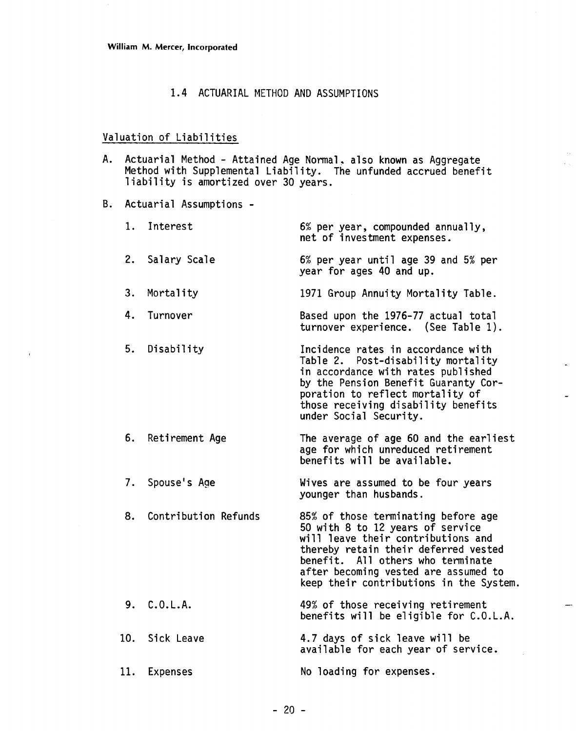William M. Mercer, Incorporated

## 1.4 ACTUARIAL METHOD AND ASSUMPTIONS

### Valuation of Liabilities

A. Actuarial Method - Attained Age Normal, also known as Aggregate Method with Supplemental Liability. The unfunded accrued benefit liability is amortized over 30 years.

B. Actuarial Assumptions -

| | | |
|---|---|---|
| 1. | Interest | 6% per year, compounded annually, net of investment expenses. |
| 2. | Salary Scale | 6% per year until age 39 and 5% per year for ages 40 and up. |
| 3. | Mortality | 1971 Group Annuity Mortality Table. |
| 4. | Turnover | Based upon the 1976-77 actual total turnover experience. (See Table 1). |
| 5. | Disability | Incidence rates in accordance with Table 2. Post-disability mortality in accordance with rates published by the Pension Benefit Guaranty Corporation to reflect mortality of those receiving disability benefits under Social Security. |
| 6. | Retirement Age | The average of age 60 and the earliest age for which unreduced retirement benefits will be available. |
| 7. | Spouse's Age | Wives are assumed to be four years younger than husbands. |
| 8. | Contribution Refunds | 85% of those terminating before age 50 with 8 to 12 years of service will leave their contributions and thereby retain their deferred vested benefit. All others who terminate after becoming vested are assumed to keep their contributions in the System. |
| 9. | C.O.L.A. | 49% of those receiving retirement benefits will be eligible for C.O.L.A. |
| 10. | Sick Leave | 4.7 days of sick leave will be available for each year of service. |
| 11. | Expenses | No loading for expenses. |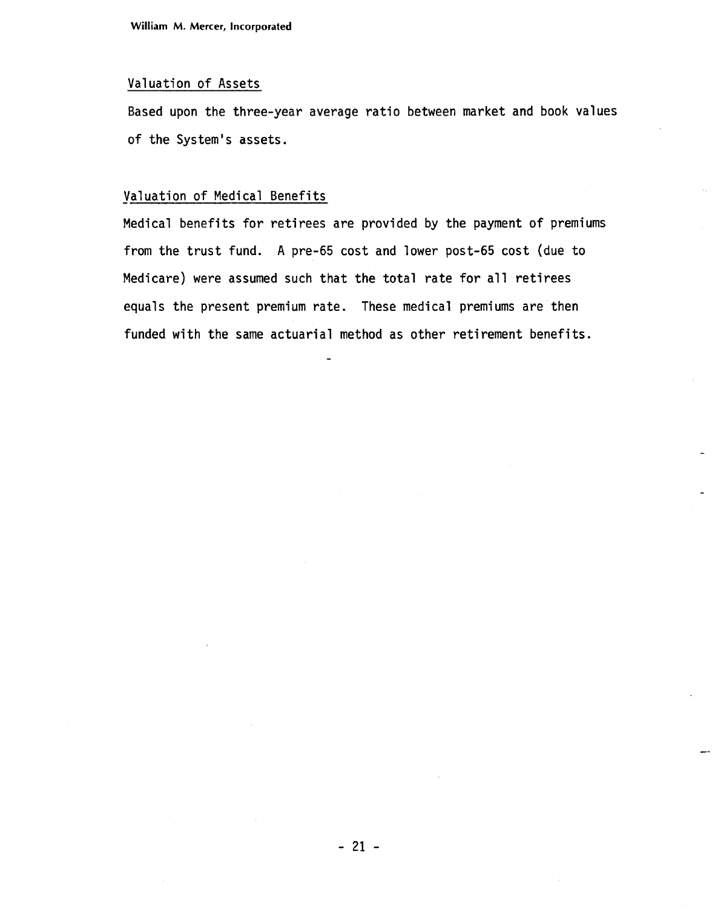### Valuation of Assets

Based upon the three-year average ratio between market and book values of the System's assets.

### Valuation of Medical Benefits

Medical benefits for retirees are provided by the payment of premiums from the trust fund. A pre-65 cost and lower post-65 cost (due to Medicare) were assumed such that the total rate for all retirees equals the present premium rate. These medical premiums are then funded with the same actuarial method as other retirement benefits.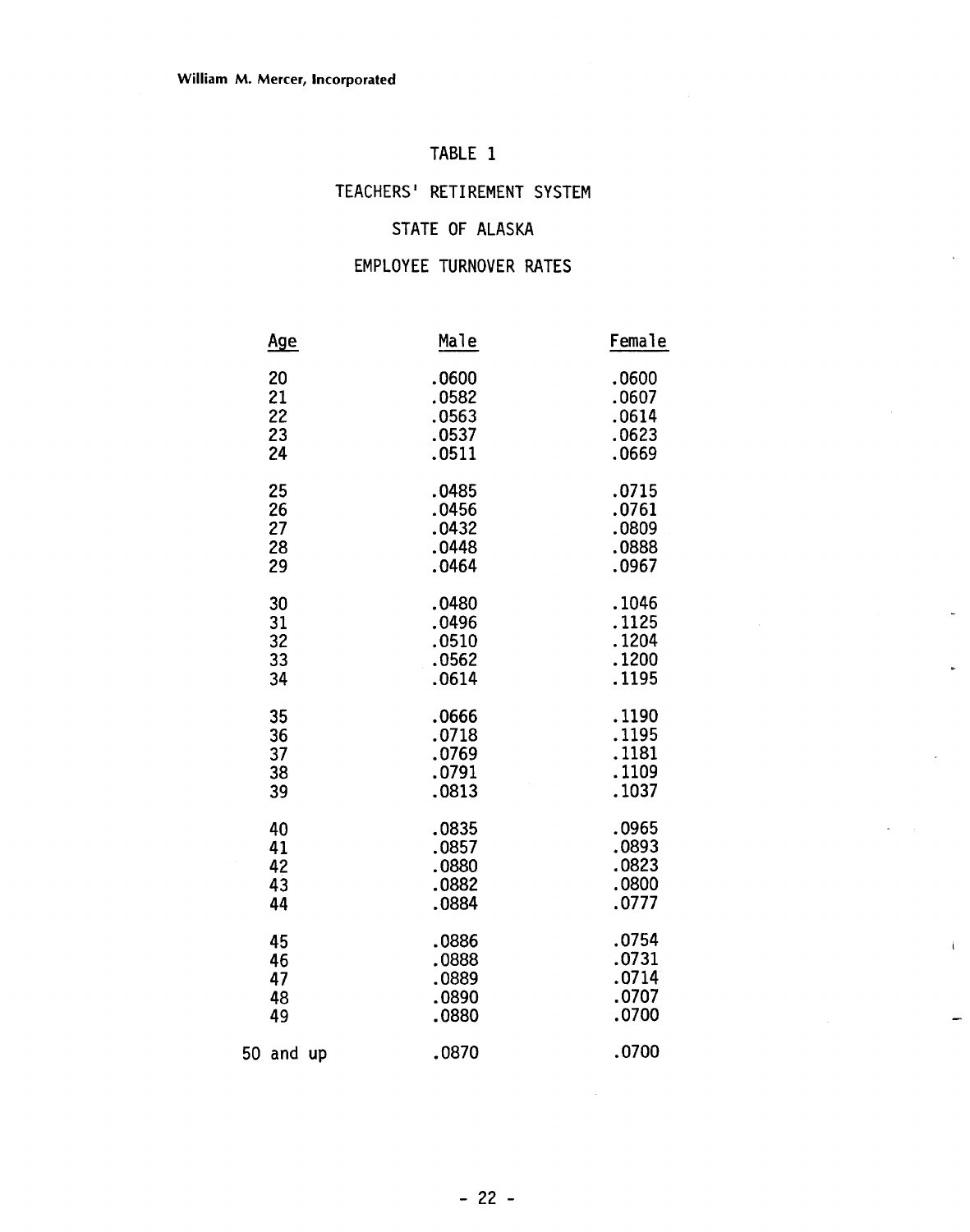## TABLE 1

## TEACHERS' RETIREMENT SYSTEM

## STATE OF ALASKA

## EMPLOYEE TURNOVER RATES

| Age | Male | Female |
|---|---|---|
| 20 | .0600 | .0600 |
| 21 | .0582 | .0607 |
| 22 | .0563 | .0614 |
| 23 | .0537 | .0623 |
| 24 | .0511 | .0669 |
| 25 | .0485 | .0715 |
| 26 | .0456 | .0761 |
| 27 | .0432 | .0809 |
| 28 | .0448 | .0888 |
| 29 | .0464 | .0967 |
| 30 | .0480 | .1046 |
| 31 | .0496 | .1125 |
| 32 | .0510 | .1204 |
| 33 | .0562 | .1200 |
| 34 | .0614 | .1195 |
| 35 | .0666 | .1190 |
| 36 | .0718 | .1195 |
| 37 | .0769 | .1181 |
| 38 | .0791 | .1109 |
| 39 | .0813 | .1037 |
| 40 | .0835 | .0965 |
| 41 | .0857 | .0893 |
| 42 | .0880 | .0823 |
| 43 | .0882 | .0800 |
| 44 | .0884 | .0777 |
| 45 | .0886 | .0754 |
| 46 | .0888 | .0731 |
| 47 | .0889 | .0714 |
| 48 | .0890 | .0707 |
| 49 | .0880 | .0700 |
| 50 and up | .0870 | .0700 |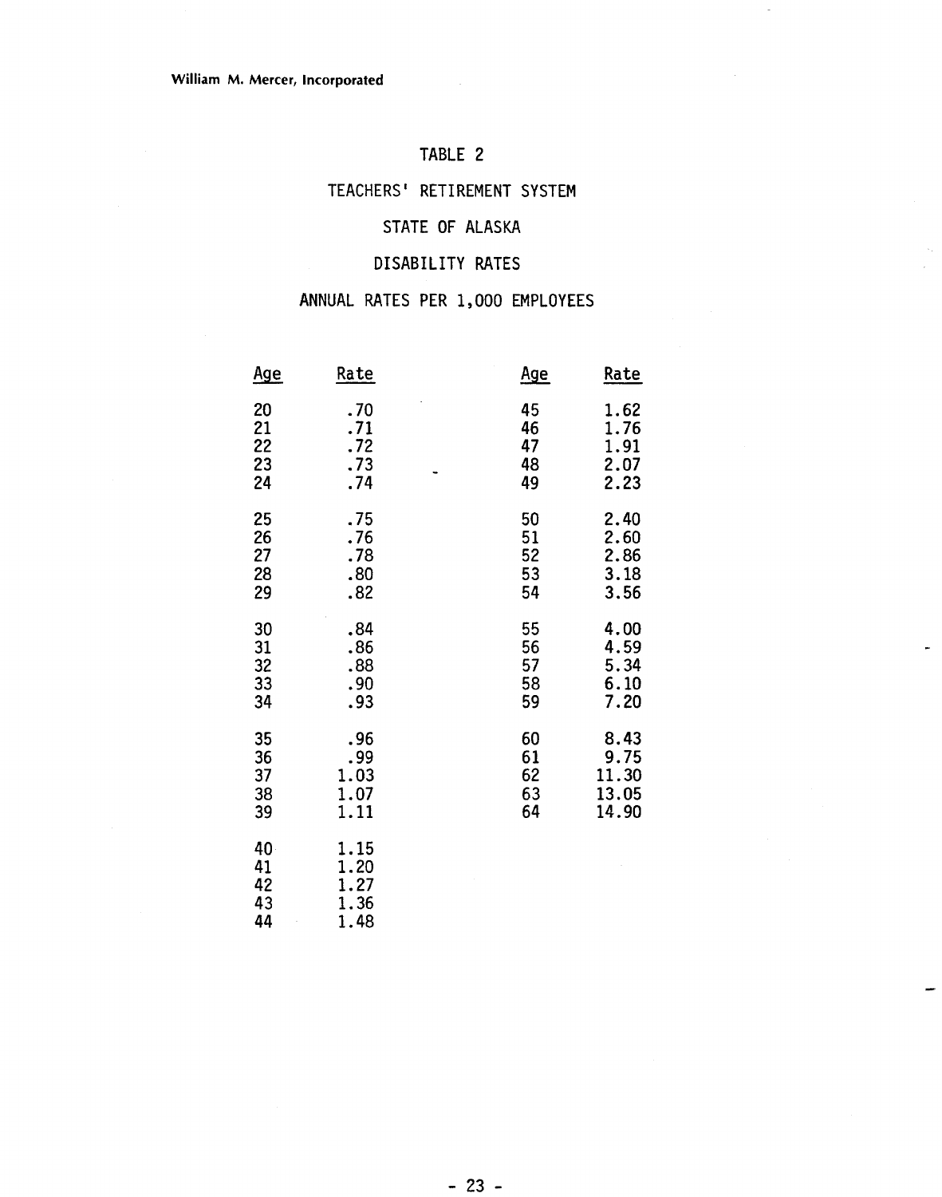# TABLE 2

## TEACHERS' RETIREMENT SYSTEM

## STATE OF ALASKA

## DISABILITY RATES

## ANNUAL RATES PER 1,000 EMPLOYEES

| Age | Rate | Age | Rate |
|---|---|---|---|
| 20 | .70 | 45 | 1.62 |
| 21 | .71 | 46 | 1.76 |
| 22 | .72 | 47 | 1.91 |
| 23 | .73 | 48 | 2.07 |
| 24 | .74 | 49 | 2.23 |
| 25 | .75 | 50 | 2.40 |
| 26 | .76 | 51 | 2.60 |
| 27 | .78 | 52 | 2.86 |
| 28 | .80 | 53 | 3.18 |
| 29 | .82 | 54 | 3.56 |
| 30 | .84 | 55 | 4.00 |
| 31 | .86 | 56 | 4.59 |
| 32 | .88 | 57 | 5.34 |
| 33 | .90 | 58 | 6.10 |
| 34 | .93 | 59 | 7.20 |
| 35 | .96 | 60 | 8.43 |
| 36 | .99 | 61 | 9.75 |
| 37 | 1.03 | 62 | 11.30 |
| 38 | 1.07 | 63 | 13.05 |
| 39 | 1.11 | 64 | 14.90 |
| 40 | 1.15 | | |
| 41 | 1.20 | | |
| 42 | 1.27 | | |
| 43 | 1.36 | | |
| 44 | 1.48 | | |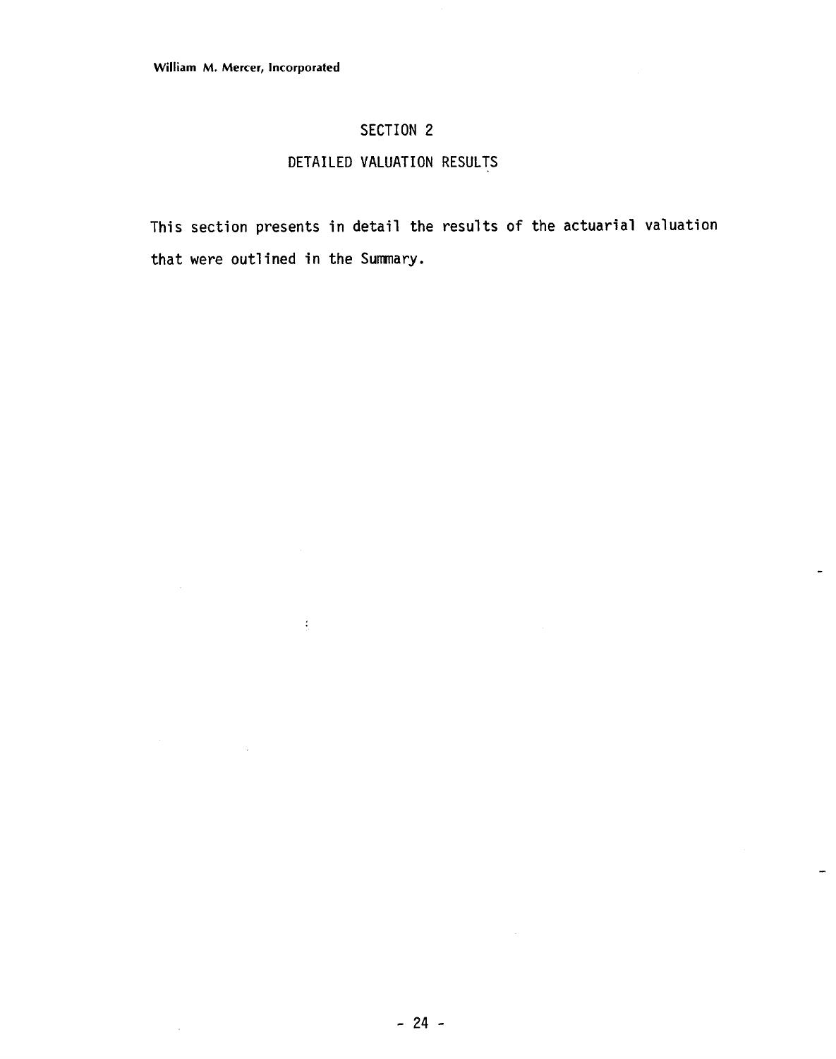# SECTION 2

## DETAILED VALUATION RESULTS

This section presents in detail the results of the actuarial valuation that were outlined in the Summary.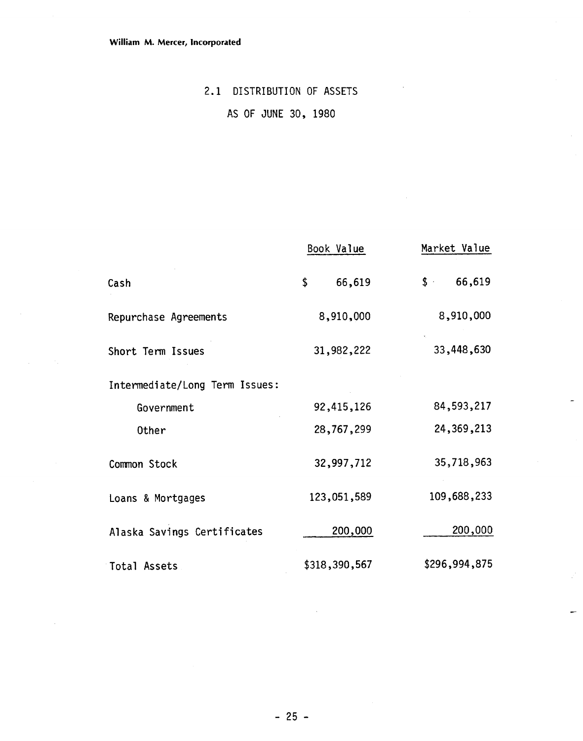## 2.1 DISTRIBUTION OF ASSETS

## AS OF JUNE 30, 1980

| | Book Value | Market Value |
|---|---|---|
| Cash | $ 66,619 | $ 66,619 |
| Repurchase Agreements | 8,910,000 | 8,910,000 |
| Short Term Issues | 31,982,222 | 33,448,630 |
| Intermediate/Long Term Issues: | | |
| Government | 92,415,126 | 84,593,217 |
| Other | 28,767,299 | 24,369,213 |
| Common Stock | 32,997,712 | 35,718,963 |
| Loans & Mortgages | 123,051,589 | 109,688,233 |
| Alaska Savings Certificates | 200,000 | 200,000 |
| Total Assets | $318,390,567 | $296,994,875 |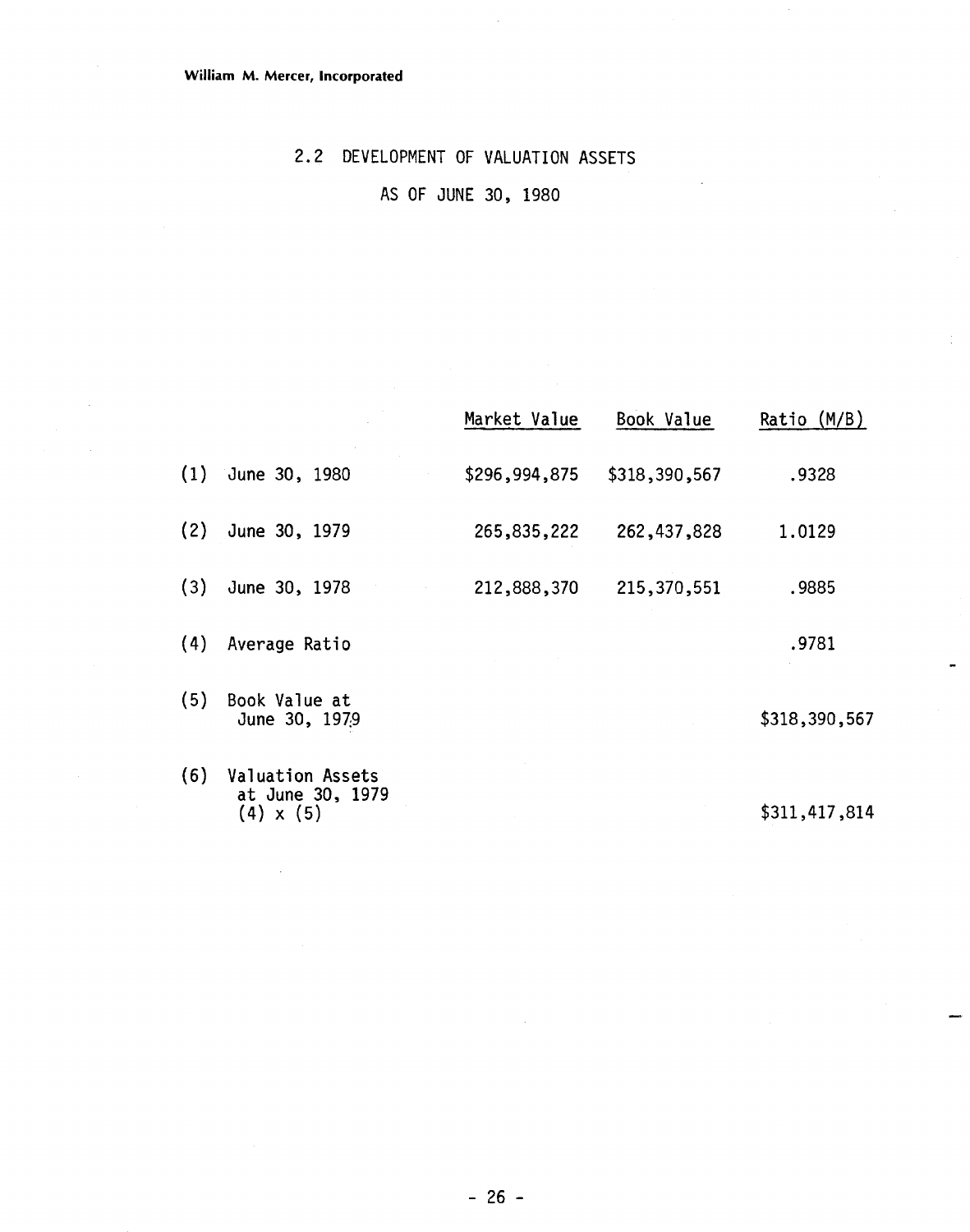William M. Mercer, Incorporated

## 2.2 DEVELOPMENT OF VALUATION ASSETS

## AS OF JUNE 30, 1980

| | | Market Value | Book Value | Ratio (M/B) |
|---|---|---|---|---|
| (1) | June 30, 1980 | $296,994,875 | $318,390,567 | .9328 |
| (2) | June 30, 1979 | 265,835,222 | 262,437,828 | 1.0129 |
| (3) | June 30, 1978 | 212,888,370 | 215,370,551 | .9885 |
| (4) | Average Ratio | | | .9781 |
| (5) | Book Value at June 30, 1979 | | | $318,390,567 |
| (6) | Valuation Assets at June 30, 1979 (4) x (5) | | | $311,417,814 |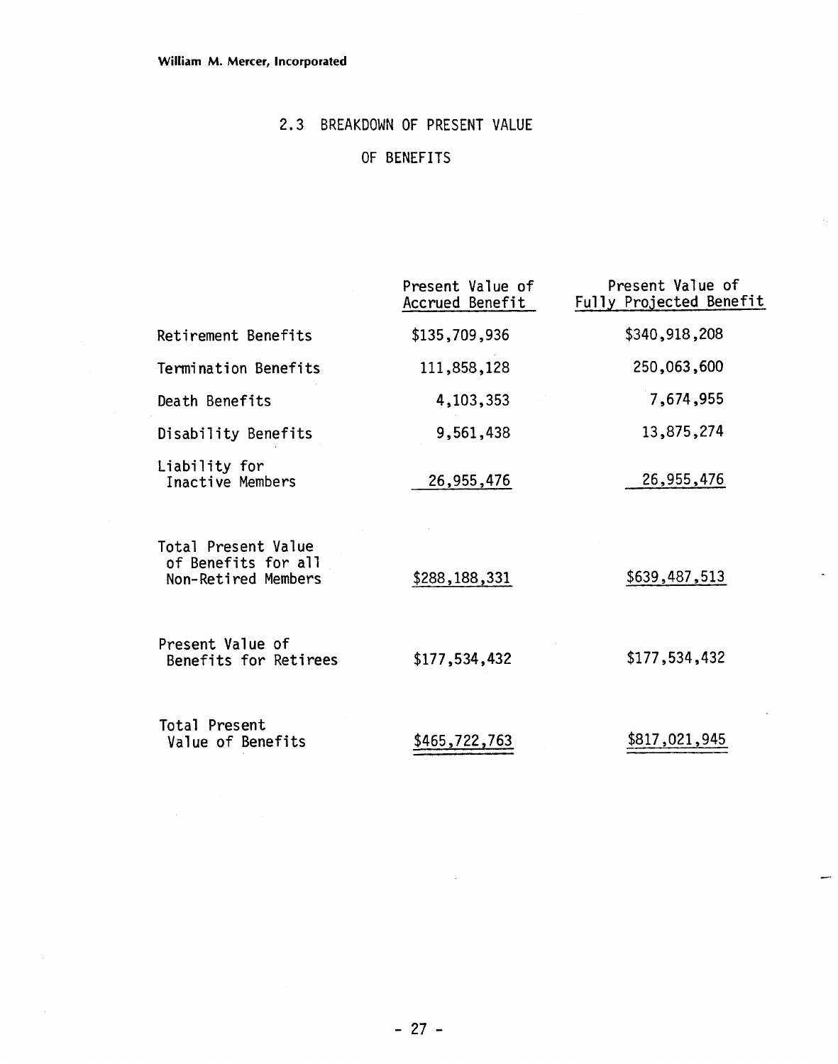## 2.3 BREAKDOWN OF PRESENT VALUE OF BENEFITS

| | Present Value of Accrued Benefit | Present Value of Fully Projected Benefit |
|---|---|---|
| Retirement Benefits | $135,709,936 | $340,918,208 |
| Termination Benefits | 111,858,128 | 250,063,600 |
| Death Benefits | 4,103,353 | 7,674,955 |
| Disability Benefits | 9,561,438 | 13,875,274 |
| Liability for Inactive Members | 26,955,476 | 26,955,476 |
| Total Present Value of Benefits for all Non-Retired Members | $288,188,331 | $639,487,513 |
| Present Value of Benefits for Retirees | $177,534,432 | $177,534,432 |
| Total Present Value of Benefits | $465,722,763 | $817,021,945 |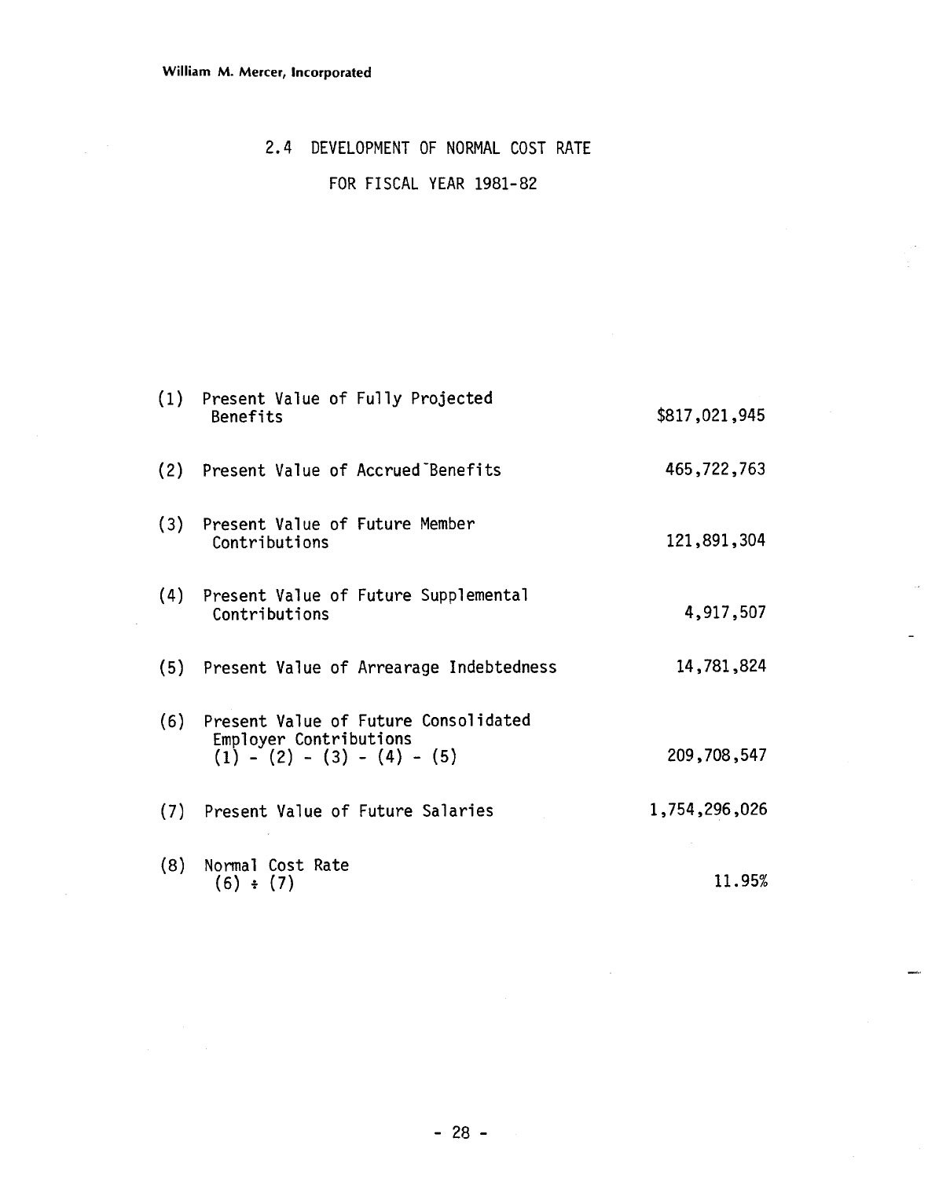## 2.4 DEVELOPMENT OF NORMAL COST RATE

### FOR FISCAL YEAR 1981-82

| | | |
|---|---|---|
| (1) | Present Value of Fully Projected Benefits | $817,021,945 |
| (2) | Present Value of Accrued Benefits | 465,722,763 |
| (3) | Present Value of Future Member Contributions | 121,891,304 |
| (4) | Present Value of Future Supplemental Contributions | 4,917,507 |
| (5) | Present Value of Arrearage Indebtedness | 14,781,824 |
| (6) | Present Value of Future Consolidated Employer Contributions (1) - (2) - (3) - (4) - (5) | 209,708,547 |
| (7) | Present Value of Future Salaries | 1,754,296,026 |
| (8) | Normal Cost Rate (6) ÷ (7) | 11.95% |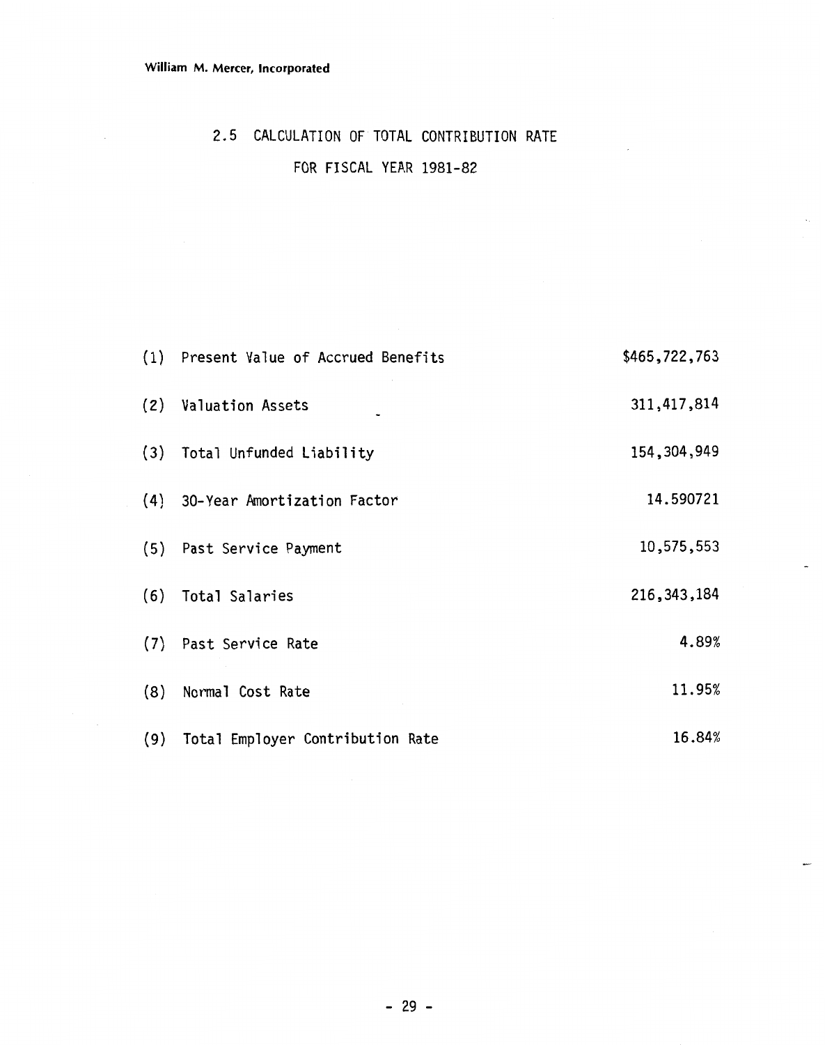## 2.5 CALCULATION OF TOTAL CONTRIBUTION RATE FOR FISCAL YEAR 1981-82

| | | |
|---|---|---|
| (1) | Present Value of Accrued Benefits | $465,722,763 |
| (2) | Valuation Assets | 311,417,814 |
| (3) | Total Unfunded Liability | 154,304,949 |
| (4) | 30-Year Amortization Factor | 14.590721 |
| (5) | Past Service Payment | 10,575,553 |
| (6) | Total Salaries | 216,343,184 |
| (7) | Past Service Rate | 4.89% |
| (8) | Normal Cost Rate | 11.95% |
| (9) | Total Employer Contribution Rate | 16.84% |